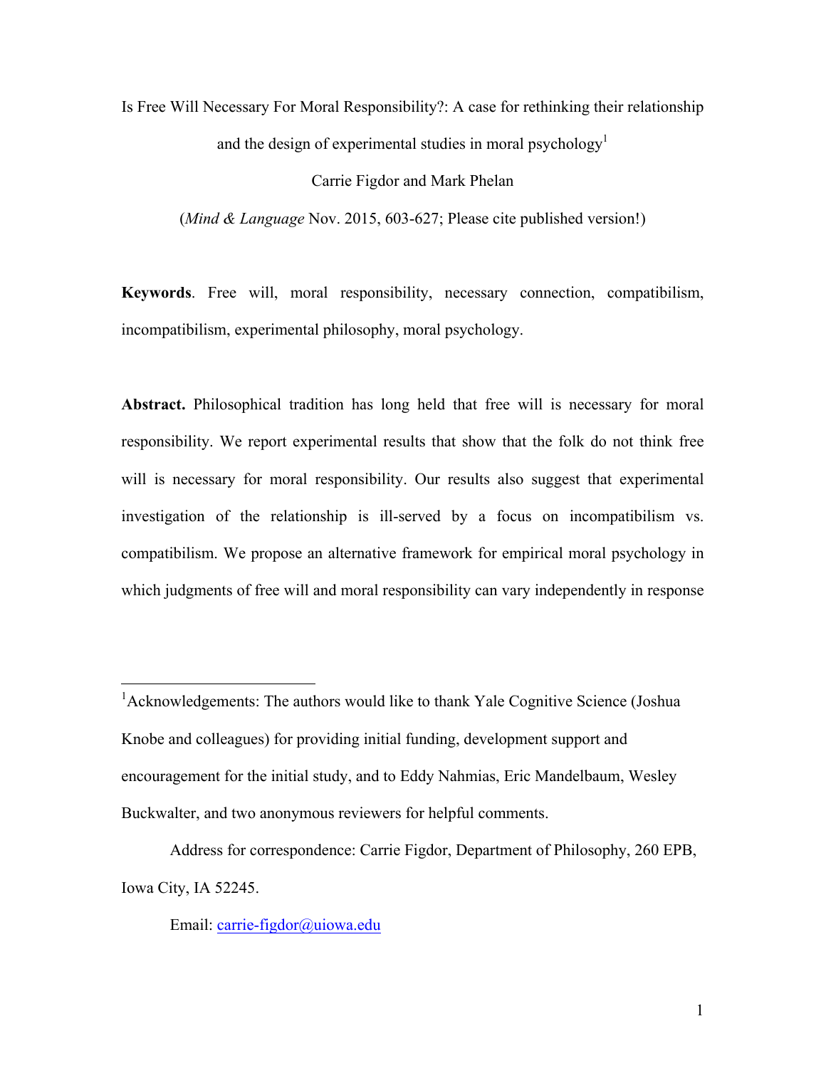# Is Free Will Necessary For Moral Responsibility?: A case for rethinking their relationship and the design of experimental studies in moral psychology[1]

Carrie Figdor and Mark Phelan

(*Mind & Language* Nov. 2015, 603-627; Please cite published version!)

**Keywords**. Free will, moral responsibility, necessary connection, compatibilism, incompatibilism, experimental philosophy, moral psychology.

**Abstract.** Philosophical tradition has long held that free will is necessary for moral responsibility. We report experimental results that show that the folk do not think free will is necessary for moral responsibility. Our results also suggest that experimental investigation of the relationship is ill-served by a focus on incompatibilism vs. compatibilism. We propose an alternative framework for empirical moral psychology in which judgments of free will and moral responsibility can vary independently in response

---

[1] Acknowledgements: The authors would like to thank Yale Cognitive Science (Joshua Knobe and colleagues) for providing initial funding, development support and encouragement for the initial study, and to Eddy Nahmias, Eric Mandelbaum, Wesley Buckwalter, and two anonymous reviewers for helpful comments.

Address for correspondence: Carrie Figdor, Department of Philosophy, 260 EPB, Iowa City, IA 52245.

Email: carrie-figdor@uiowa.edu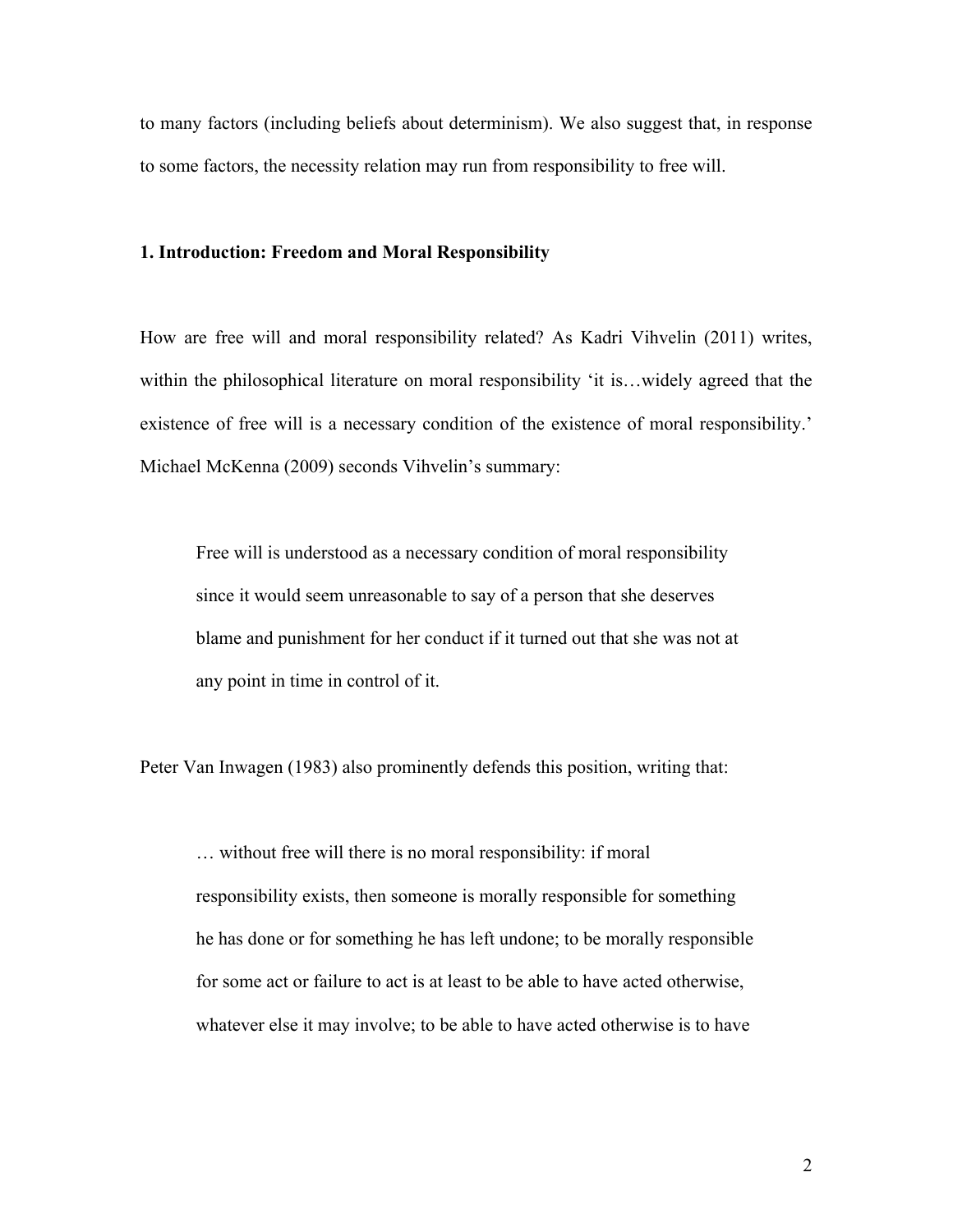to many factors (including beliefs about determinism). We also suggest that, in response to some factors, the necessity relation may run from responsibility to free will.

## 1. Introduction: Freedom and Moral Responsibility

How are free will and moral responsibility related? As Kadri Vihvelin (2011) writes, within the philosophical literature on moral responsibility 'it is…widely agreed that the existence of free will is a necessary condition of the existence of moral responsibility.' Michael McKenna (2009) seconds Vihvelin's summary:

> Free will is understood as a necessary condition of moral responsibility since it would seem unreasonable to say of a person that she deserves blame and punishment for her conduct if it turned out that she was not at any point in time in control of it.

Peter Van Inwagen (1983) also prominently defends this position, writing that:

> … without free will there is no moral responsibility: if moral responsibility exists, then someone is morally responsible for something he has done or for something he has left undone; to be morally responsible for some act or failure to act is at least to be able to have acted otherwise, whatever else it may involve; to be able to have acted otherwise is to have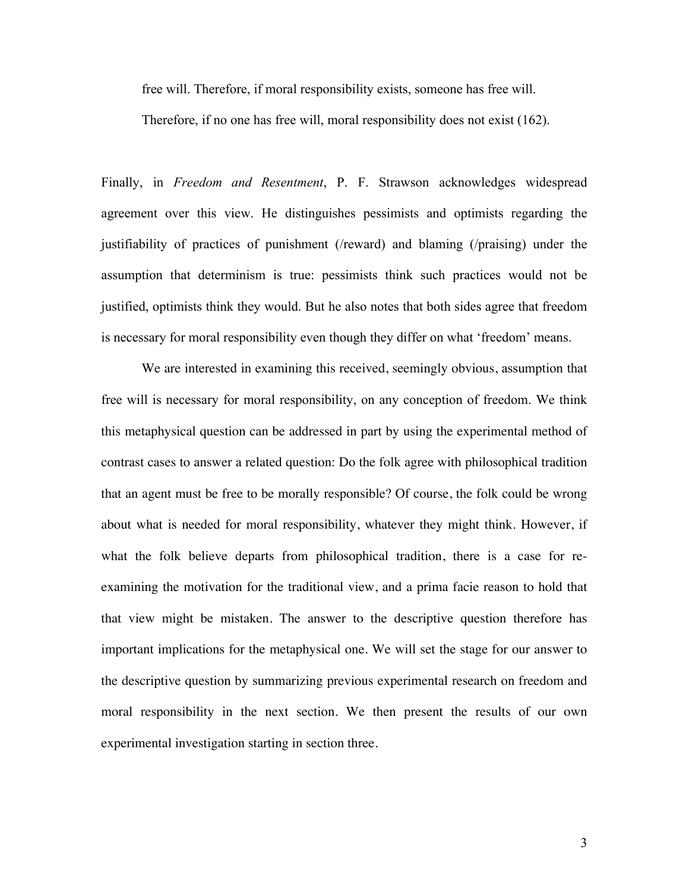free will. Therefore, if moral responsibility exists, someone has free will.

Therefore, if no one has free will, moral responsibility does not exist (162).

Finally, in *Freedom and Resentment*, P. F. Strawson acknowledges widespread agreement over this view. He distinguishes pessimists and optimists regarding the justifiability of practices of punishment (/reward) and blaming (/praising) under the assumption that determinism is true: pessimists think such practices would not be justified, optimists think they would. But he also notes that both sides agree that freedom is necessary for moral responsibility even though they differ on what 'freedom' means.

We are interested in examining this received, seemingly obvious, assumption that free will is necessary for moral responsibility, on any conception of freedom. We think this metaphysical question can be addressed in part by using the experimental method of contrast cases to answer a related question: Do the folk agree with philosophical tradition that an agent must be free to be morally responsible? Of course, the folk could be wrong about what is needed for moral responsibility, whatever they might think. However, if what the folk believe departs from philosophical tradition, there is a case for re-examining the motivation for the traditional view, and a prima facie reason to hold that that view might be mistaken. The answer to the descriptive question therefore has important implications for the metaphysical one. We will set the stage for our answer to the descriptive question by summarizing previous experimental research on freedom and moral responsibility in the next section. We then present the results of our own experimental investigation starting in section three.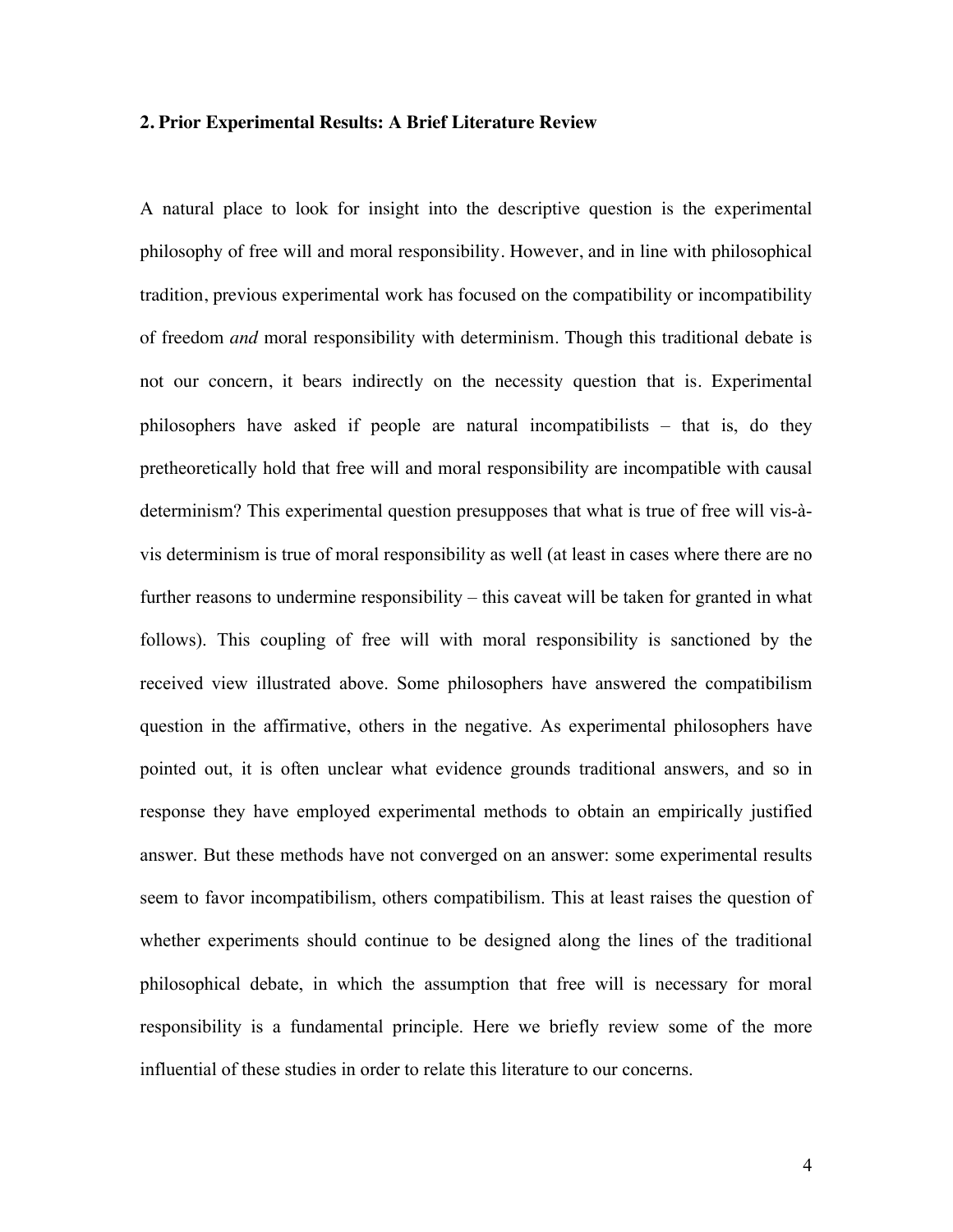## 2. Prior Experimental Results: A Brief Literature Review

A natural place to look for insight into the descriptive question is the experimental philosophy of free will and moral responsibility. However, and in line with philosophical tradition, previous experimental work has focused on the compatibility or incompatibility of freedom *and* moral responsibility with determinism. Though this traditional debate is not our concern, it bears indirectly on the necessity question that is. Experimental philosophers have asked if people are natural incompatibilists – that is, do they pretheoretically hold that free will and moral responsibility are incompatible with causal determinism? This experimental question presupposes that what is true of free will vis-à-vis determinism is true of moral responsibility as well (at least in cases where there are no further reasons to undermine responsibility – this caveat will be taken for granted in what follows). This coupling of free will with moral responsibility is sanctioned by the received view illustrated above. Some philosophers have answered the compatibilism question in the affirmative, others in the negative. As experimental philosophers have pointed out, it is often unclear what evidence grounds traditional answers, and so in response they have employed experimental methods to obtain an empirically justified answer. But these methods have not converged on an answer: some experimental results seem to favor incompatibilism, others compatibilism. This at least raises the question of whether experiments should continue to be designed along the lines of the traditional philosophical debate, in which the assumption that free will is necessary for moral responsibility is a fundamental principle. Here we briefly review some of the more influential of these studies in order to relate this literature to our concerns.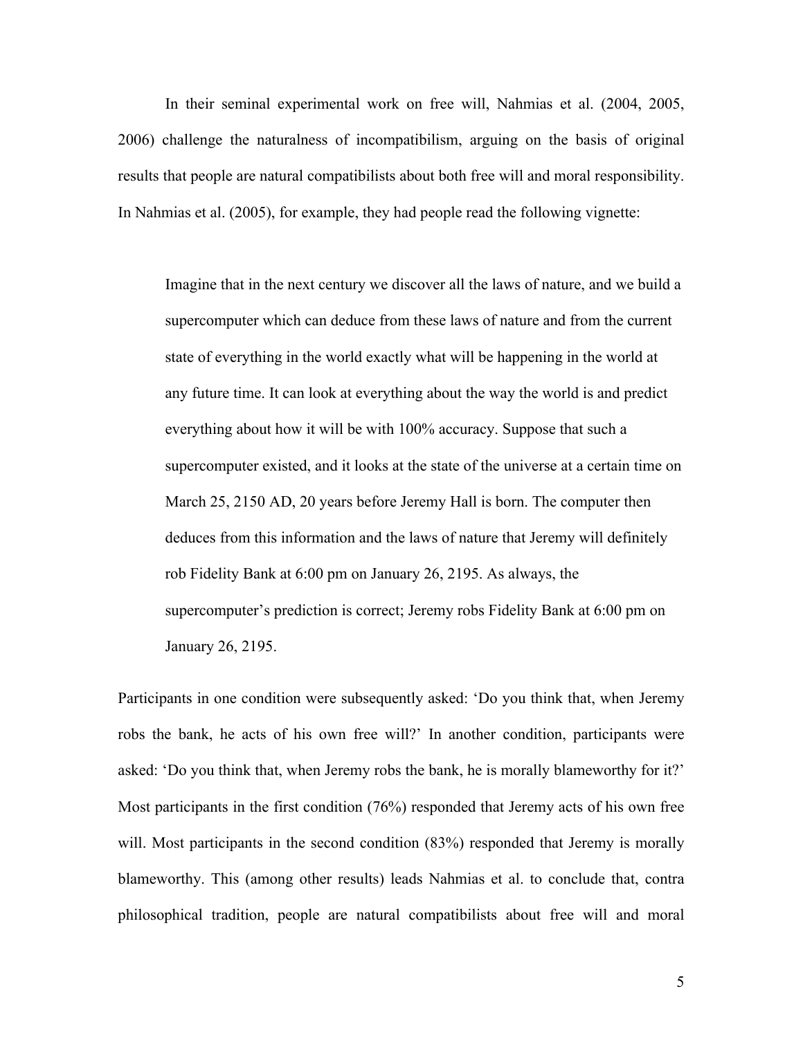In their seminal experimental work on free will, Nahmias et al. (2004, 2005, 2006) challenge the naturalness of incompatibilism, arguing on the basis of original results that people are natural compatibilists about both free will and moral responsibility. In Nahmias et al. (2005), for example, they had people read the following vignette:

> Imagine that in the next century we discover all the laws of nature, and we build a supercomputer which can deduce from these laws of nature and from the current state of everything in the world exactly what will be happening in the world at any future time. It can look at everything about the way the world is and predict everything about how it will be with 100% accuracy. Suppose that such a supercomputer existed, and it looks at the state of the universe at a certain time on March 25, 2150 AD, 20 years before Jeremy Hall is born. The computer then deduces from this information and the laws of nature that Jeremy will definitely rob Fidelity Bank at 6:00 pm on January 26, 2195. As always, the supercomputer's prediction is correct; Jeremy robs Fidelity Bank at 6:00 pm on January 26, 2195.

Participants in one condition were subsequently asked: 'Do you think that, when Jeremy robs the bank, he acts of his own free will?' In another condition, participants were asked: 'Do you think that, when Jeremy robs the bank, he is morally blameworthy for it?' Most participants in the first condition (76%) responded that Jeremy acts of his own free will. Most participants in the second condition (83%) responded that Jeremy is morally blameworthy. This (among other results) leads Nahmias et al. to conclude that, contra philosophical tradition, people are natural compatibilists about free will and moral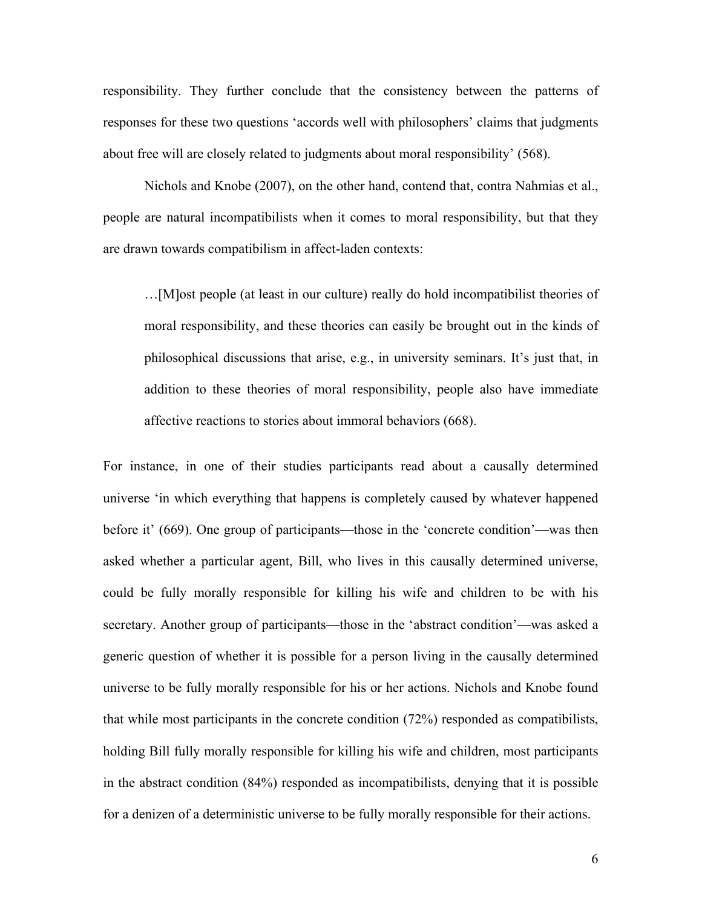responsibility. They further conclude that the consistency between the patterns of responses for these two questions 'accords well with philosophers' claims that judgments about free will are closely related to judgments about moral responsibility' (568).

Nichols and Knobe (2007), on the other hand, contend that, contra Nahmias et al., people are natural incompatibilists when it comes to moral responsibility, but that they are drawn towards compatibilism in affect-laden contexts:

> …[M]ost people (at least in our culture) really do hold incompatibilist theories of moral responsibility, and these theories can easily be brought out in the kinds of philosophical discussions that arise, e.g., in university seminars. It's just that, in addition to these theories of moral responsibility, people also have immediate affective reactions to stories about immoral behaviors (668).

For instance, in one of their studies participants read about a causally determined universe 'in which everything that happens is completely caused by whatever happened before it' (669). One group of participants—those in the 'concrete condition'—was then asked whether a particular agent, Bill, who lives in this causally determined universe, could be fully morally responsible for killing his wife and children to be with his secretary. Another group of participants—those in the 'abstract condition'—was asked a generic question of whether it is possible for a person living in the causally determined universe to be fully morally responsible for his or her actions. Nichols and Knobe found that while most participants in the concrete condition (72%) responded as compatibilists, holding Bill fully morally responsible for killing his wife and children, most participants in the abstract condition (84%) responded as incompatibilists, denying that it is possible for a denizen of a deterministic universe to be fully morally responsible for their actions.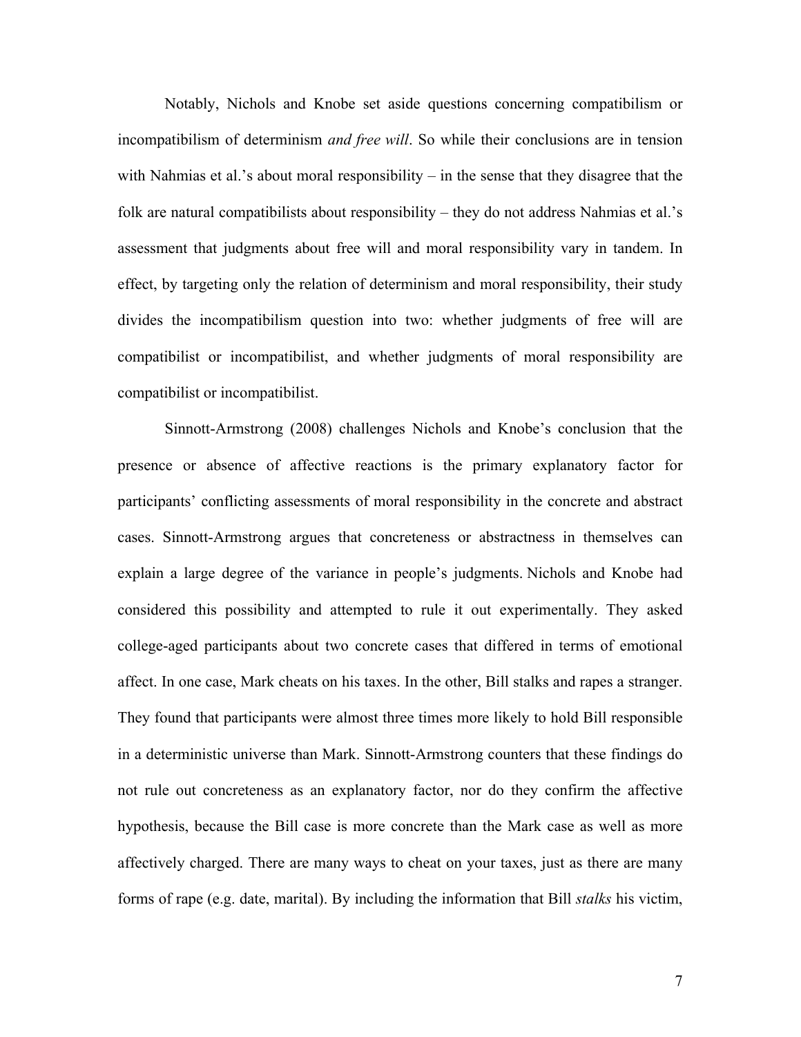Notably, Nichols and Knobe set aside questions concerning compatibilism or incompatibilism of determinism *and free will*. So while their conclusions are in tension with Nahmias et al.'s about moral responsibility – in the sense that they disagree that the folk are natural compatibilists about responsibility – they do not address Nahmias et al.'s assessment that judgments about free will and moral responsibility vary in tandem. In effect, by targeting only the relation of determinism and moral responsibility, their study divides the incompatibilism question into two: whether judgments of free will are compatibilist or incompatibilist, and whether judgments of moral responsibility are compatibilist or incompatibilist.

Sinnott-Armstrong (2008) challenges Nichols and Knobe's conclusion that the presence or absence of affective reactions is the primary explanatory factor for participants' conflicting assessments of moral responsibility in the concrete and abstract cases. Sinnott-Armstrong argues that concreteness or abstractness in themselves can explain a large degree of the variance in people's judgments. Nichols and Knobe had considered this possibility and attempted to rule it out experimentally. They asked college-aged participants about two concrete cases that differed in terms of emotional affect. In one case, Mark cheats on his taxes. In the other, Bill stalks and rapes a stranger. They found that participants were almost three times more likely to hold Bill responsible in a deterministic universe than Mark. Sinnott-Armstrong counters that these findings do not rule out concreteness as an explanatory factor, nor do they confirm the affective hypothesis, because the Bill case is more concrete than the Mark case as well as more affectively charged. There are many ways to cheat on your taxes, just as there are many forms of rape (e.g. date, marital). By including the information that Bill *stalks* his victim,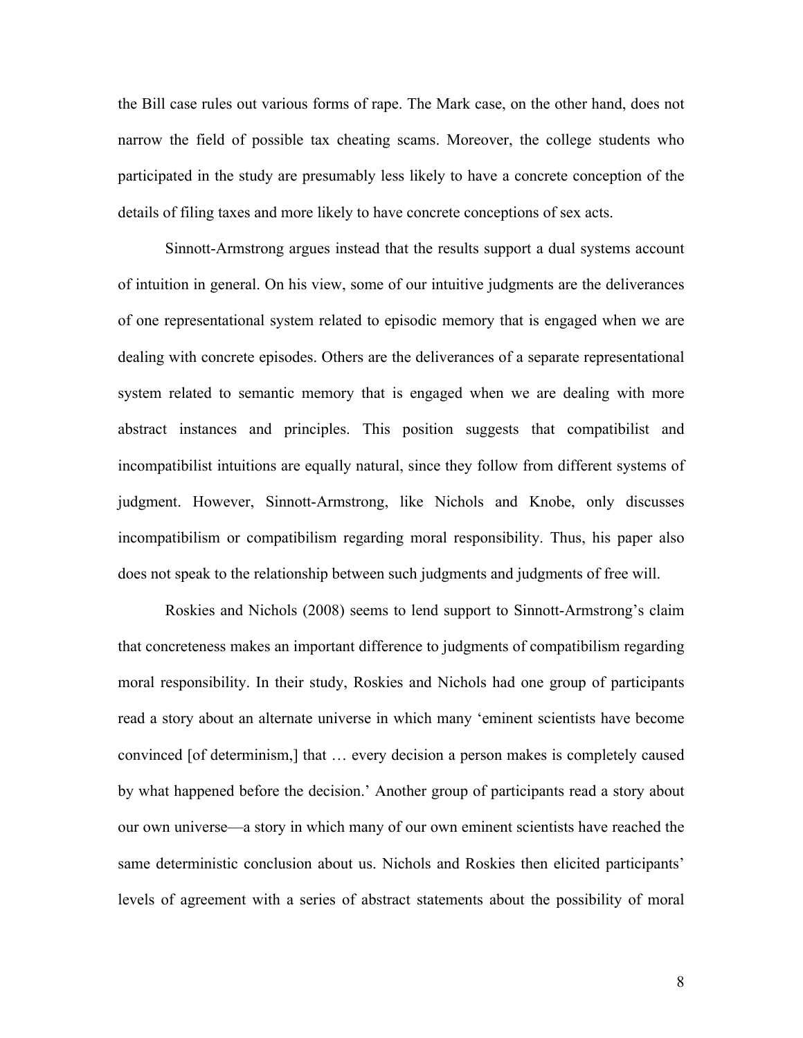the Bill case rules out various forms of rape. The Mark case, on the other hand, does not narrow the field of possible tax cheating scams. Moreover, the college students who participated in the study are presumably less likely to have a concrete conception of the details of filing taxes and more likely to have concrete conceptions of sex acts.

Sinnott-Armstrong argues instead that the results support a dual systems account of intuition in general. On his view, some of our intuitive judgments are the deliverances of one representational system related to episodic memory that is engaged when we are dealing with concrete episodes. Others are the deliverances of a separate representational system related to semantic memory that is engaged when we are dealing with more abstract instances and principles. This position suggests that compatibilist and incompatibilist intuitions are equally natural, since they follow from different systems of judgment. However, Sinnott-Armstrong, like Nichols and Knobe, only discusses incompatibilism or compatibilism regarding moral responsibility. Thus, his paper also does not speak to the relationship between such judgments and judgments of free will.

Roskies and Nichols (2008) seems to lend support to Sinnott-Armstrong's claim that concreteness makes an important difference to judgments of compatibilism regarding moral responsibility. In their study, Roskies and Nichols had one group of participants read a story about an alternate universe in which many 'eminent scientists have become convinced [of determinism,] that … every decision a person makes is completely caused by what happened before the decision.' Another group of participants read a story about our own universe—a story in which many of our own eminent scientists have reached the same deterministic conclusion about us. Nichols and Roskies then elicited participants' levels of agreement with a series of abstract statements about the possibility of moral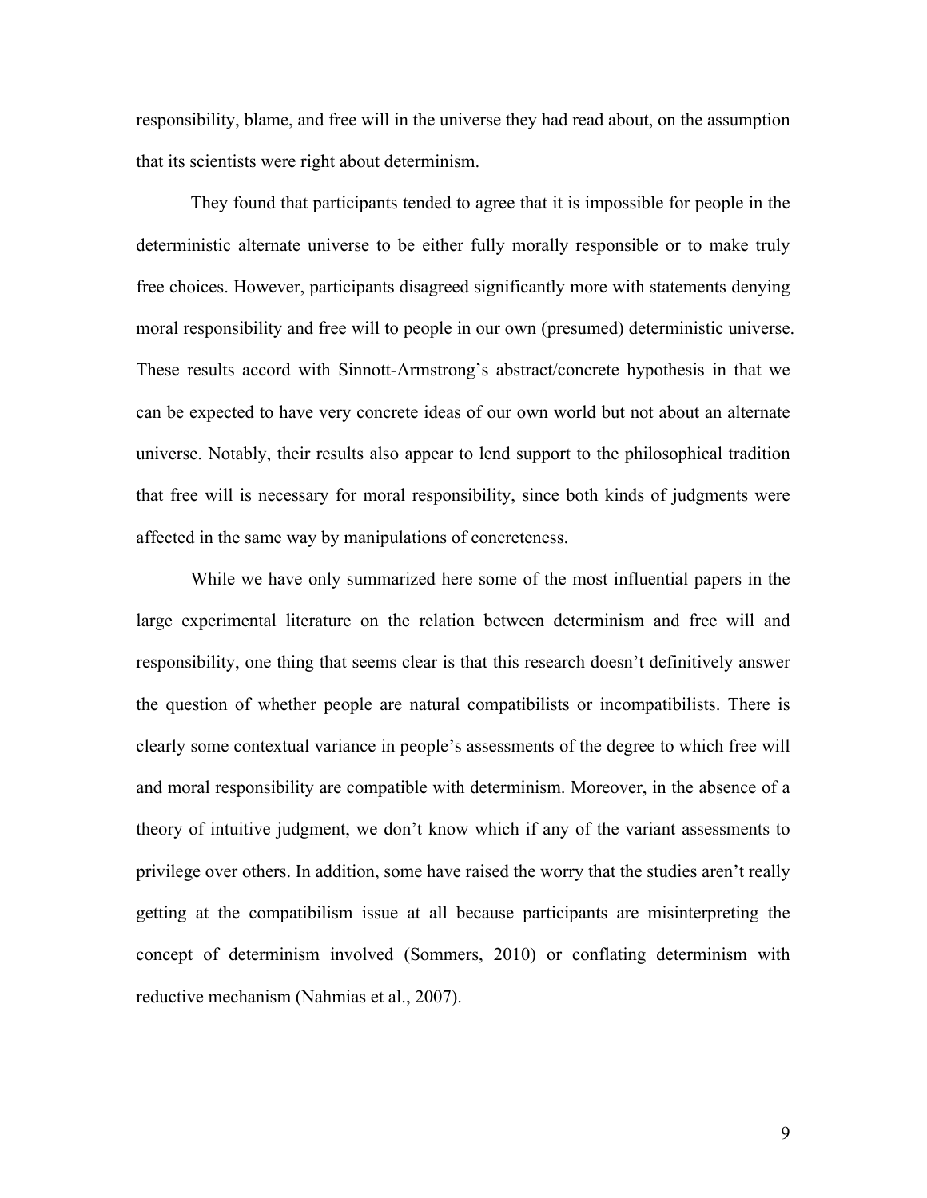responsibility, blame, and free will in the universe they had read about, on the assumption that its scientists were right about determinism.

They found that participants tended to agree that it is impossible for people in the deterministic alternate universe to be either fully morally responsible or to make truly free choices. However, participants disagreed significantly more with statements denying moral responsibility and free will to people in our own (presumed) deterministic universe. These results accord with Sinnott-Armstrong's abstract/concrete hypothesis in that we can be expected to have very concrete ideas of our own world but not about an alternate universe. Notably, their results also appear to lend support to the philosophical tradition that free will is necessary for moral responsibility, since both kinds of judgments were affected in the same way by manipulations of concreteness.

While we have only summarized here some of the most influential papers in the large experimental literature on the relation between determinism and free will and responsibility, one thing that seems clear is that this research doesn't definitively answer the question of whether people are natural compatibilists or incompatibilists. There is clearly some contextual variance in people's assessments of the degree to which free will and moral responsibility are compatible with determinism. Moreover, in the absence of a theory of intuitive judgment, we don't know which if any of the variant assessments to privilege over others. In addition, some have raised the worry that the studies aren't really getting at the compatibilism issue at all because participants are misinterpreting the concept of determinism involved (Sommers, 2010) or conflating determinism with reductive mechanism (Nahmias et al., 2007).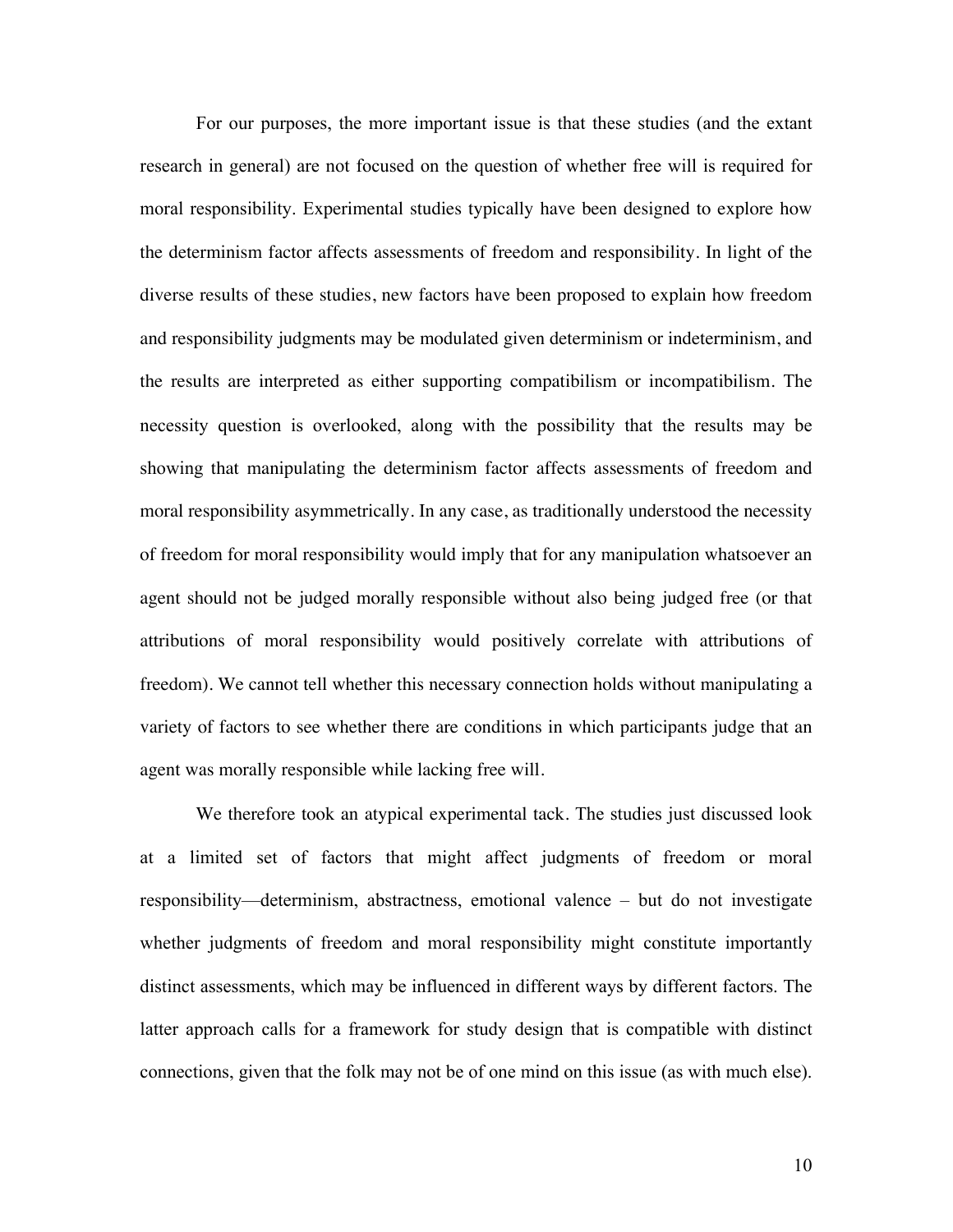For our purposes, the more important issue is that these studies (and the extant research in general) are not focused on the question of whether free will is required for moral responsibility. Experimental studies typically have been designed to explore how the determinism factor affects assessments of freedom and responsibility. In light of the diverse results of these studies, new factors have been proposed to explain how freedom and responsibility judgments may be modulated given determinism or indeterminism, and the results are interpreted as either supporting compatibilism or incompatibilism. The necessity question is overlooked, along with the possibility that the results may be showing that manipulating the determinism factor affects assessments of freedom and moral responsibility asymmetrically. In any case, as traditionally understood the necessity of freedom for moral responsibility would imply that for any manipulation whatsoever an agent should not be judged morally responsible without also being judged free (or that attributions of moral responsibility would positively correlate with attributions of freedom). We cannot tell whether this necessary connection holds without manipulating a variety of factors to see whether there are conditions in which participants judge that an agent was morally responsible while lacking free will.

We therefore took an atypical experimental tack. The studies just discussed look at a limited set of factors that might affect judgments of freedom or moral responsibility—determinism, abstractness, emotional valence – but do not investigate whether judgments of freedom and moral responsibility might constitute importantly distinct assessments, which may be influenced in different ways by different factors. The latter approach calls for a framework for study design that is compatible with distinct connections, given that the folk may not be of one mind on this issue (as with much else).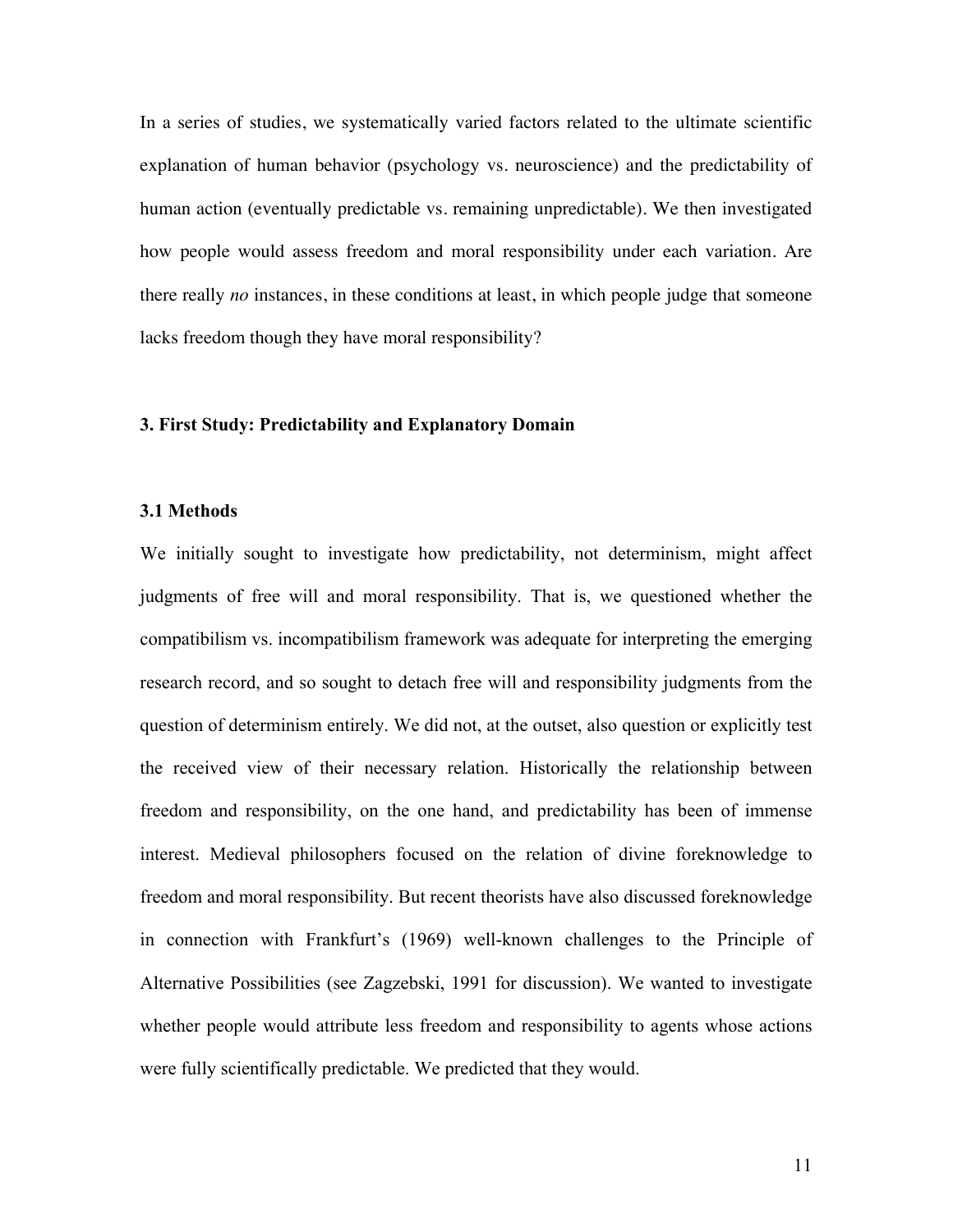In a series of studies, we systematically varied factors related to the ultimate scientific explanation of human behavior (psychology vs. neuroscience) and the predictability of human action (eventually predictable vs. remaining unpredictable). We then investigated how people would assess freedom and moral responsibility under each variation. Are there really *no* instances, in these conditions at least, in which people judge that someone lacks freedom though they have moral responsibility?

## 3. First Study: Predictability and Explanatory Domain

### 3.1 Methods

We initially sought to investigate how predictability, not determinism, might affect judgments of free will and moral responsibility. That is, we questioned whether the compatibilism vs. incompatibilism framework was adequate for interpreting the emerging research record, and so sought to detach free will and responsibility judgments from the question of determinism entirely. We did not, at the outset, also question or explicitly test the received view of their necessary relation. Historically the relationship between freedom and responsibility, on the one hand, and predictability has been of immense interest. Medieval philosophers focused on the relation of divine foreknowledge to freedom and moral responsibility. But recent theorists have also discussed foreknowledge in connection with Frankfurt's (1969) well-known challenges to the Principle of Alternative Possibilities (see Zagzebski, 1991 for discussion). We wanted to investigate whether people would attribute less freedom and responsibility to agents whose actions were fully scientifically predictable. We predicted that they would.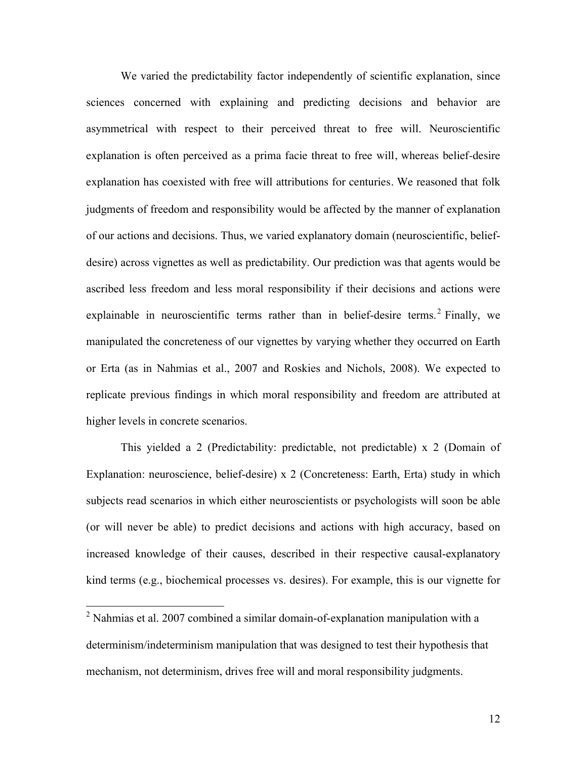We varied the predictability factor independently of scientific explanation, since sciences concerned with explaining and predicting decisions and behavior are asymmetrical with respect to their perceived threat to free will. Neuroscientific explanation is often perceived as a prima facie threat to free will, whereas belief-desire explanation has coexisted with free will attributions for centuries. We reasoned that folk judgments of freedom and responsibility would be affected by the manner of explanation of our actions and decisions. Thus, we varied explanatory domain (neuroscientific, belief-desire) across vignettes as well as predictability. Our prediction was that agents would be ascribed less freedom and less moral responsibility if their decisions and actions were explainable in neuroscientific terms rather than in belief-desire terms.[2] Finally, we manipulated the concreteness of our vignettes by varying whether they occurred on Earth or Erta (as in Nahmias et al., 2007 and Roskies and Nichols, 2008). We expected to replicate previous findings in which moral responsibility and freedom are attributed at higher levels in concrete scenarios.

This yielded a 2 (Predictability: predictable, not predictable) x 2 (Domain of Explanation: neuroscience, belief-desire) x 2 (Concreteness: Earth, Erta) study in which subjects read scenarios in which either neuroscientists or psychologists will soon be able (or will never be able) to predict decisions and actions with high accuracy, based on increased knowledge of their causes, described in their respective causal-explanatory kind terms (e.g., biochemical processes vs. desires). For example, this is our vignette for

[2] Nahmias et al. 2007 combined a similar domain-of-explanation manipulation with a determinism/indeterminism manipulation that was designed to test their hypothesis that mechanism, not determinism, drives free will and moral responsibility judgments.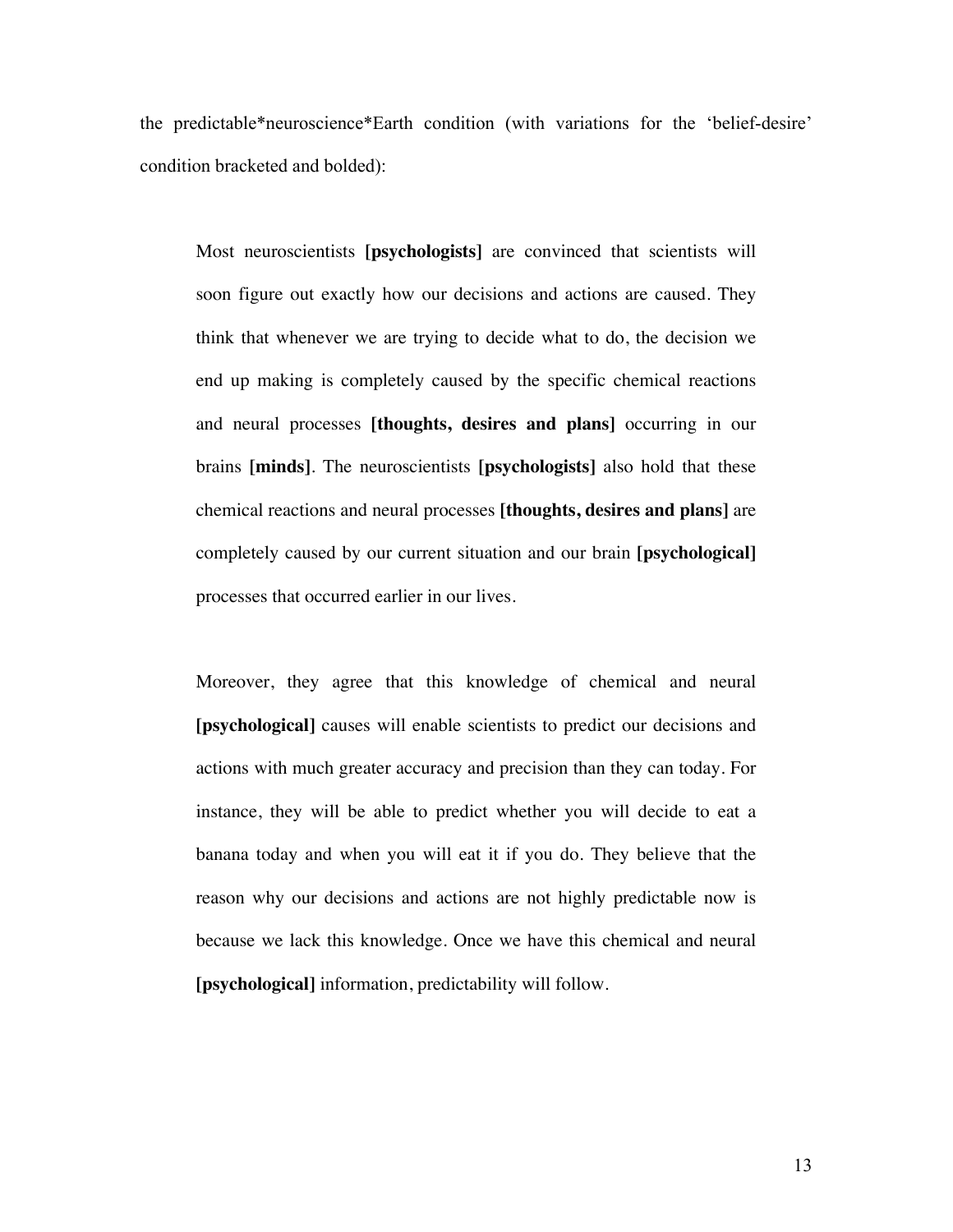the predictable*neuroscience*Earth condition (with variations for the 'belief-desire' condition bracketed and bolded):

> Most neuroscientists **[psychologists]** are convinced that scientists will soon figure out exactly how our decisions and actions are caused. They think that whenever we are trying to decide what to do, the decision we end up making is completely caused by the specific chemical reactions and neural processes **[thoughts, desires and plans]** occurring in our brains **[minds]**. The neuroscientists **[psychologists]** also hold that these chemical reactions and neural processes **[thoughts, desires and plans]** are completely caused by our current situation and our brain **[psychological]** processes that occurred earlier in our lives.
>
> Moreover, they agree that this knowledge of chemical and neural **[psychological]** causes will enable scientists to predict our decisions and actions with much greater accuracy and precision than they can today. For instance, they will be able to predict whether you will decide to eat a banana today and when you will eat it if you do. They believe that the reason why our decisions and actions are not highly predictable now is because we lack this knowledge. Once we have this chemical and neural **[psychological]** information, predictability will follow.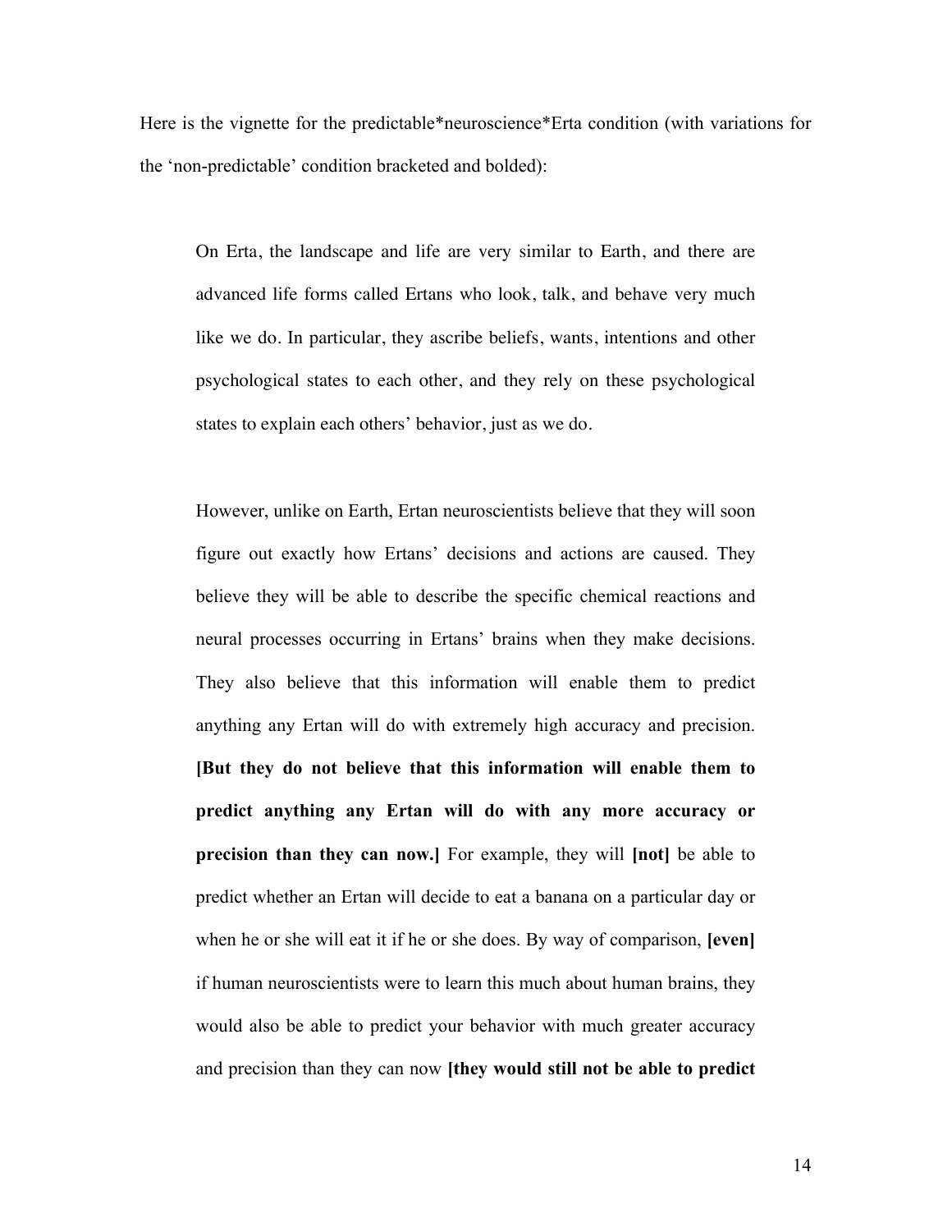Here is the vignette for the predictable*neuroscience*Erta condition (with variations for the 'non-predictable' condition bracketed and bolded):

> On Erta, the landscape and life are very similar to Earth, and there are advanced life forms called Ertans who look, talk, and behave very much like we do. In particular, they ascribe beliefs, wants, intentions and other psychological states to each other, and they rely on these psychological states to explain each others' behavior, just as we do.
>
> However, unlike on Earth, Ertan neuroscientists believe that they will soon figure out exactly how Ertans' decisions and actions are caused. They believe they will be able to describe the specific chemical reactions and neural processes occurring in Ertans' brains when they make decisions. They also believe that this information will enable them to predict anything any Ertan will do with extremely high accuracy and precision. **[But they do not believe that this information will enable them to predict anything any Ertan will do with any more accuracy or precision than they can now.]** For example, they will **[not]** be able to predict whether an Ertan will decide to eat a banana on a particular day or when he or she will eat it if he or she does. By way of comparison, **[even]** if human neuroscientists were to learn this much about human brains, they would also be able to predict your behavior with much greater accuracy and precision than they can now **[they would still not be able to predict**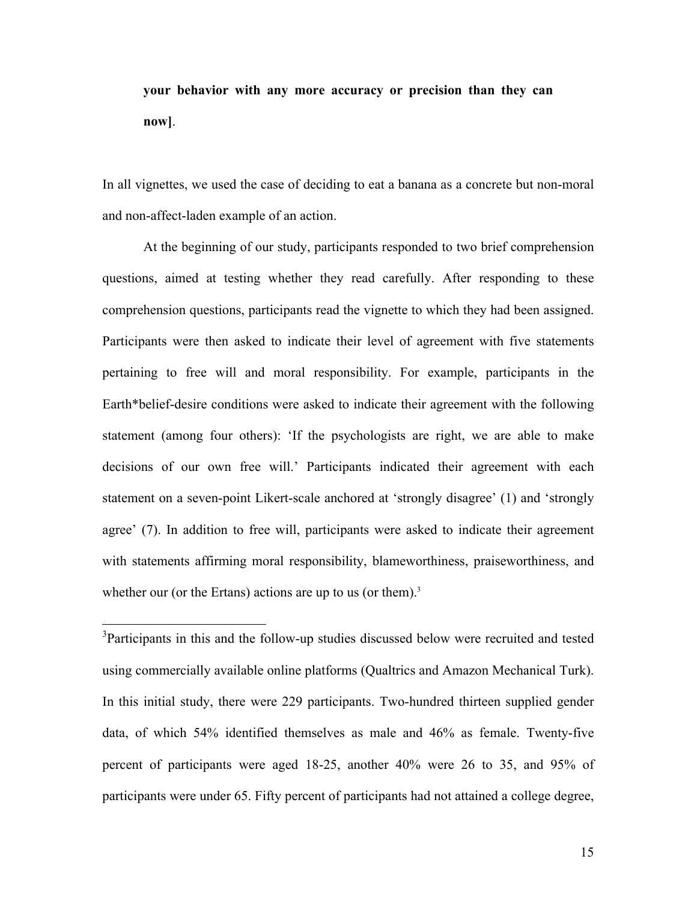**your behavior with any more accuracy or precision than they can now]**.

In all vignettes, we used the case of deciding to eat a banana as a concrete but non-moral and non-affect-laden example of an action.

At the beginning of our study, participants responded to two brief comprehension questions, aimed at testing whether they read carefully. After responding to these comprehension questions, participants read the vignette to which they had been assigned. Participants were then asked to indicate their level of agreement with five statements pertaining to free will and moral responsibility. For example, participants in the Earth*belief-desire conditions were asked to indicate their agreement with the following statement (among four others): 'If the psychologists are right, we are able to make decisions of our own free will.' Participants indicated their agreement with each statement on a seven-point Likert-scale anchored at 'strongly disagree' (1) and 'strongly agree' (7). In addition to free will, participants were asked to indicate their agreement with statements affirming moral responsibility, blameworthiness, praiseworthiness, and whether our (or the Ertans) actions are up to us (or them).[3]

---

[3]Participants in this and the follow-up studies discussed below were recruited and tested using commercially available online platforms (Qualtrics and Amazon Mechanical Turk). In this initial study, there were 229 participants. Two-hundred thirteen supplied gender data, of which 54% identified themselves as male and 46% as female. Twenty-five percent of participants were aged 18-25, another 40% were 26 to 35, and 95% of participants were under 65. Fifty percent of participants had not attained a college degree,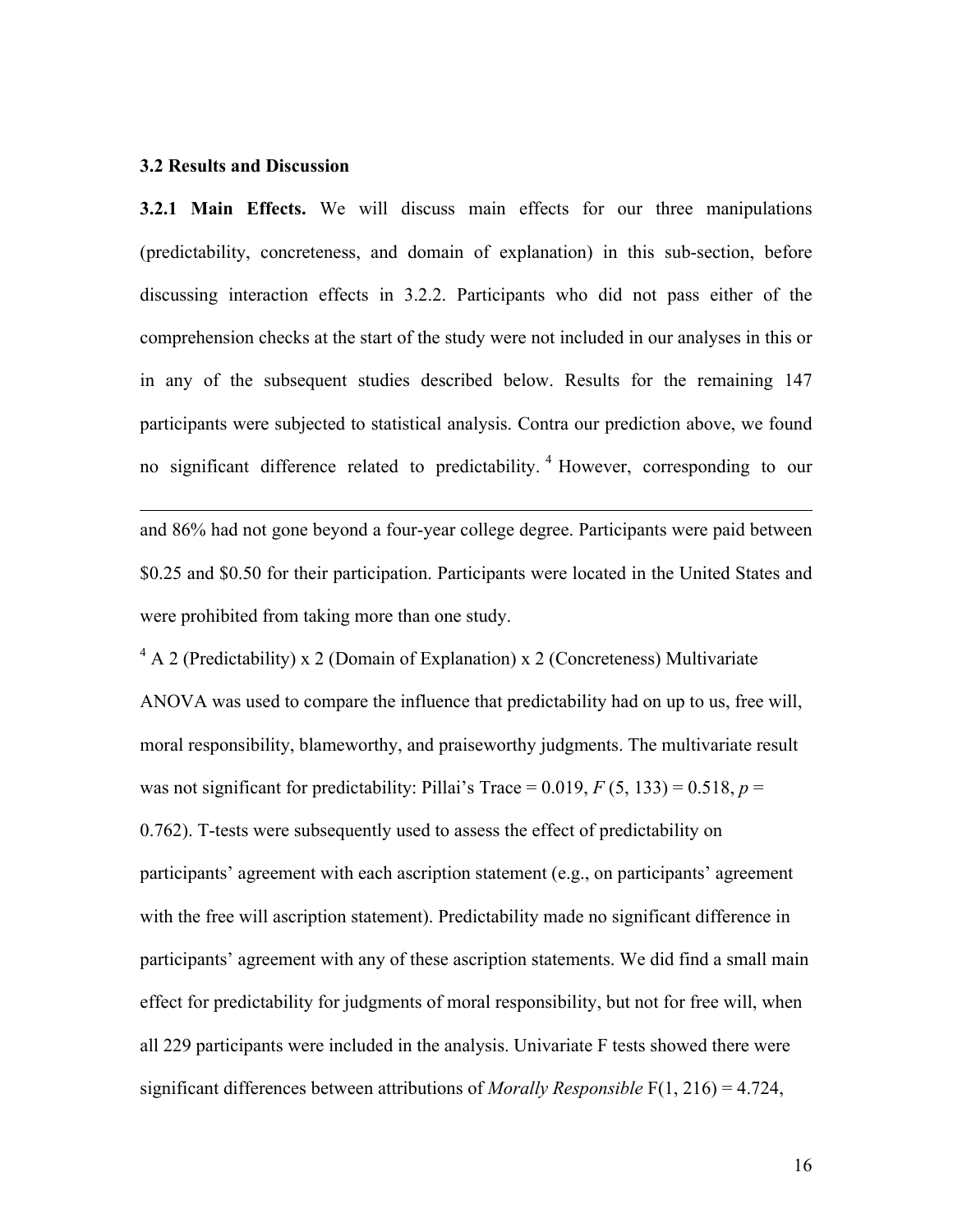### 3.2 Results and Discussion

**3.2.1 Main Effects.** We will discuss main effects for our three manipulations (predictability, concreteness, and domain of explanation) in this sub-section, before discussing interaction effects in 3.2.2. Participants who did not pass either of the comprehension checks at the start of the study were not included in our analyses in this or in any of the subsequent studies described below. Results for the remaining 147 participants were subjected to statistical analysis. Contra our prediction above, we found no significant difference related to predictability.[4] However, corresponding to our

---

and 86% had not gone beyond a four-year college degree. Participants were paid between \$0.25 and \$0.50 for their participation. Participants were located in the United States and were prohibited from taking more than one study.

[4] A 2 (Predictability) x 2 (Domain of Explanation) x 2 (Concreteness) Multivariate ANOVA was used to compare the influence that predictability had on up to us, free will, moral responsibility, blameworthy, and praiseworthy judgments. The multivariate result was not significant for predictability: Pillai's Trace = 0.019, $F(5, 133) = 0.518$, $p = 0.762$). T-tests were subsequently used to assess the effect of predictability on participants' agreement with each ascription statement (e.g., on participants' agreement with the free will ascription statement). Predictability made no significant difference in participants' agreement with any of these ascription statements. We did find a small main effect for predictability for judgments of moral responsibility, but not for free will, when all 229 participants were included in the analysis. Univariate F tests showed there were significant differences between attributions of *Morally Responsible* $F(1, 216) = 4.724$,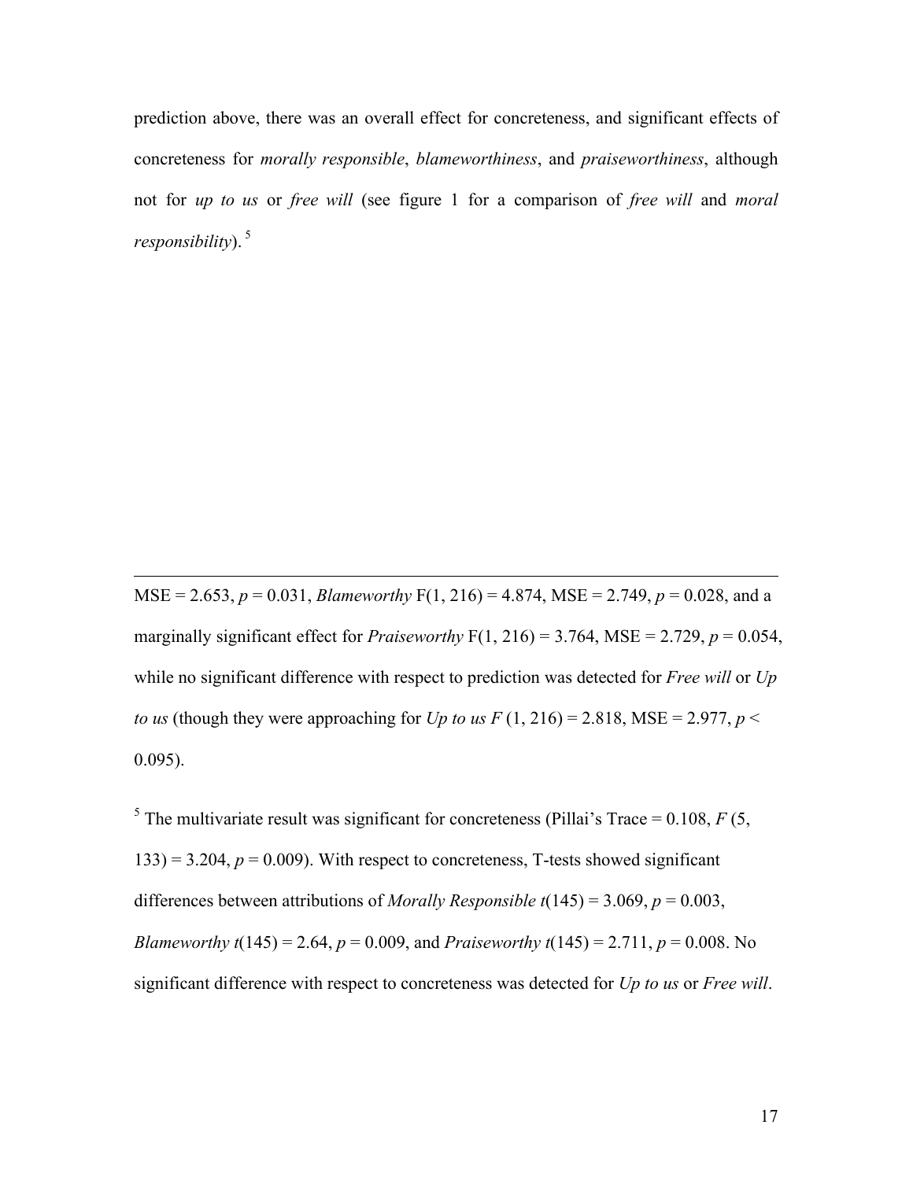prediction above, there was an overall effect for concreteness, and significant effects of concreteness for *morally responsible*, *blameworthiness*, and *praiseworthiness*, although not for *up to us* or *free will* (see figure 1 for a comparison of *free will* and *moral responsibility*).[5]

---

MSE = 2.653, $p$ = 0.031, *Blameworthy* F(1, 216) = 4.874, MSE = 2.749, $p$ = 0.028, and a marginally significant effect for *Praiseworthy* F(1, 216) = 3.764, MSE = 2.729, $p$ = 0.054, while no significant difference with respect to prediction was detected for *Free will* or *Up to us* (though they were approaching for *Up to us* $F$ (1, 216) = 2.818, MSE = 2.977, $p <$ 0.095).

[5] The multivariate result was significant for concreteness (Pillai's Trace = 0.108, $F$ (5, 133) = 3.204, $p$ = 0.009). With respect to concreteness, T-tests showed significant differences between attributions of *Morally Responsible* $t$(145) = 3.069, $p$ = 0.003, *Blameworthy* $t$(145) = 2.64, $p$ = 0.009, and *Praiseworthy* $t$(145) = 2.711, $p$ = 0.008. No significant difference with respect to concreteness was detected for *Up to us* or *Free will*.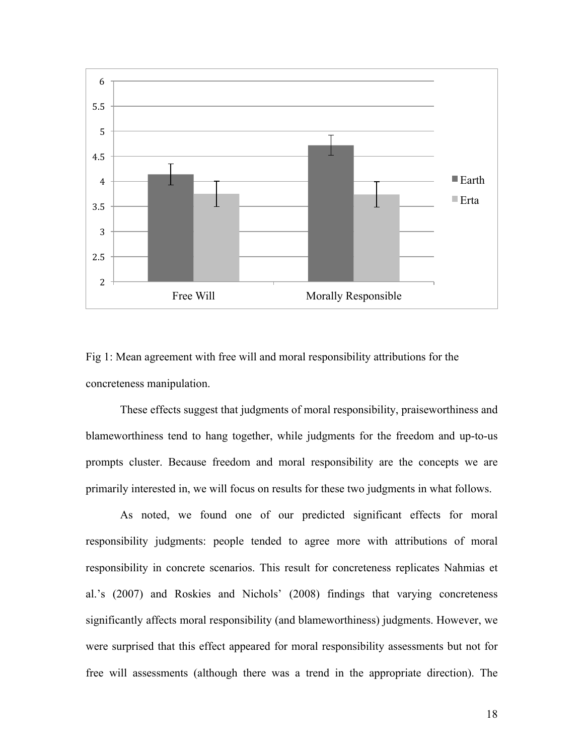Fig 1: Mean agreement with free will and moral responsibility attributions for the concreteness manipulation.

These effects suggest that judgments of moral responsibility, praiseworthiness and blameworthiness tend to hang together, while judgments for the freedom and up-to-us prompts cluster. Because freedom and moral responsibility are the concepts we are primarily interested in, we will focus on results for these two judgments in what follows.

As noted, we found one of our predicted significant effects for moral responsibility judgments: people tended to agree more with attributions of moral responsibility in concrete scenarios. This result for concreteness replicates Nahmias et al.'s (2007) and Roskies and Nichols' (2008) findings that varying concreteness significantly affects moral responsibility (and blameworthiness) judgments. However, we were surprised that this effect appeared for moral responsibility assessments but not for free will assessments (although there was a trend in the appropriate direction). The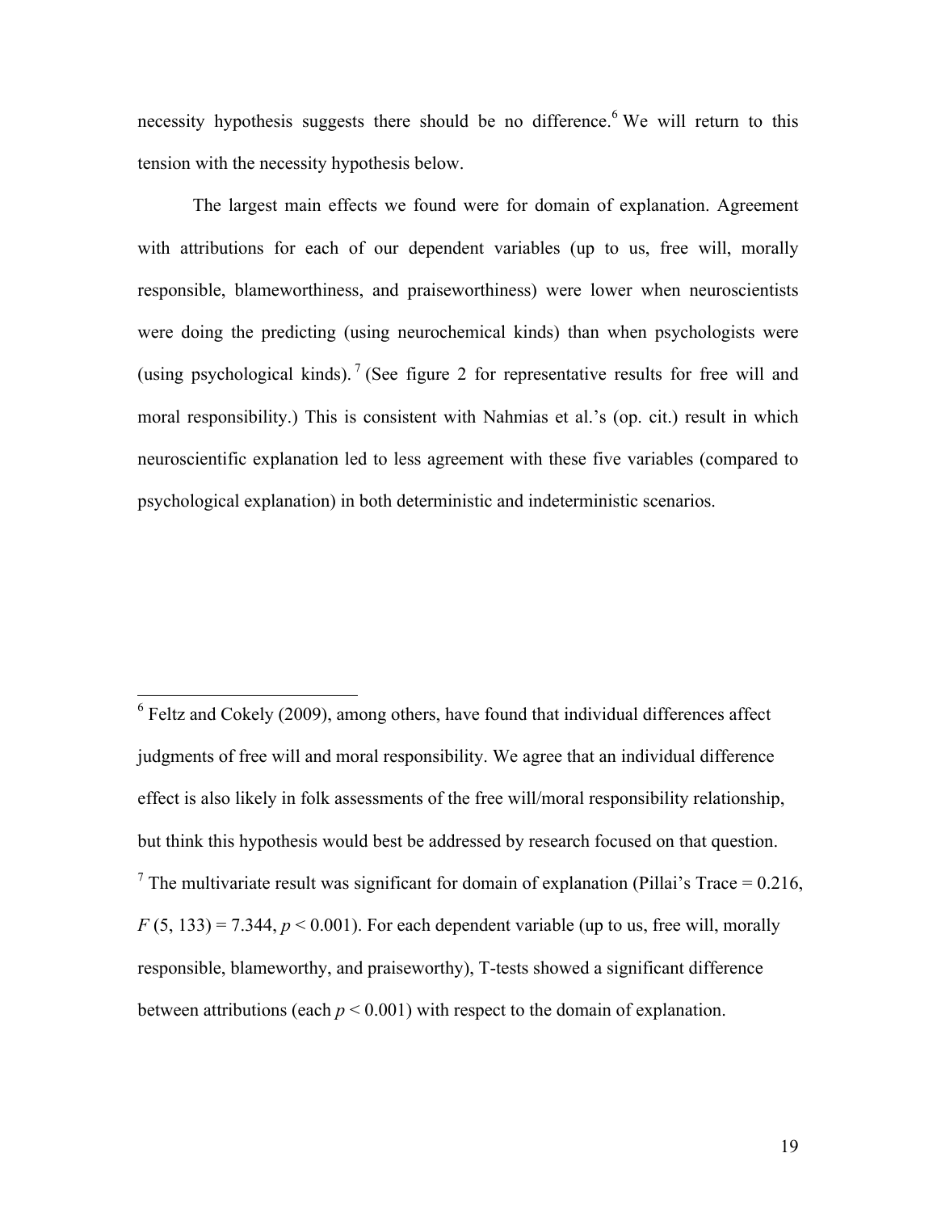necessity hypothesis suggests there should be no difference.[6] We will return to this tension with the necessity hypothesis below.

The largest main effects we found were for domain of explanation. Agreement with attributions for each of our dependent variables (up to us, free will, morally responsible, blameworthiness, and praiseworthiness) were lower when neuroscientists were doing the predicting (using neurochemical kinds) than when psychologists were (using psychological kinds).[7] (See figure 2 for representative results for free will and moral responsibility.) This is consistent with Nahmias et al.'s (op. cit.) result in which neuroscientific explanation led to less agreement with these five variables (compared to psychological explanation) in both deterministic and indeterministic scenarios.

---

[6] Feltz and Cokely (2009), among others, have found that individual differences affect judgments of free will and moral responsibility. We agree that an individual difference effect is also likely in folk assessments of the free will/moral responsibility relationship, but think this hypothesis would best be addressed by research focused on that question.

[7] The multivariate result was significant for domain of explanation (Pillai's Trace = 0.216, $F(5, 133) = 7.344$, $p < 0.001$). For each dependent variable (up to us, free will, morally responsible, blameworthy, and praiseworthy), T-tests showed a significant difference between attributions (each $p < 0.001$) with respect to the domain of explanation.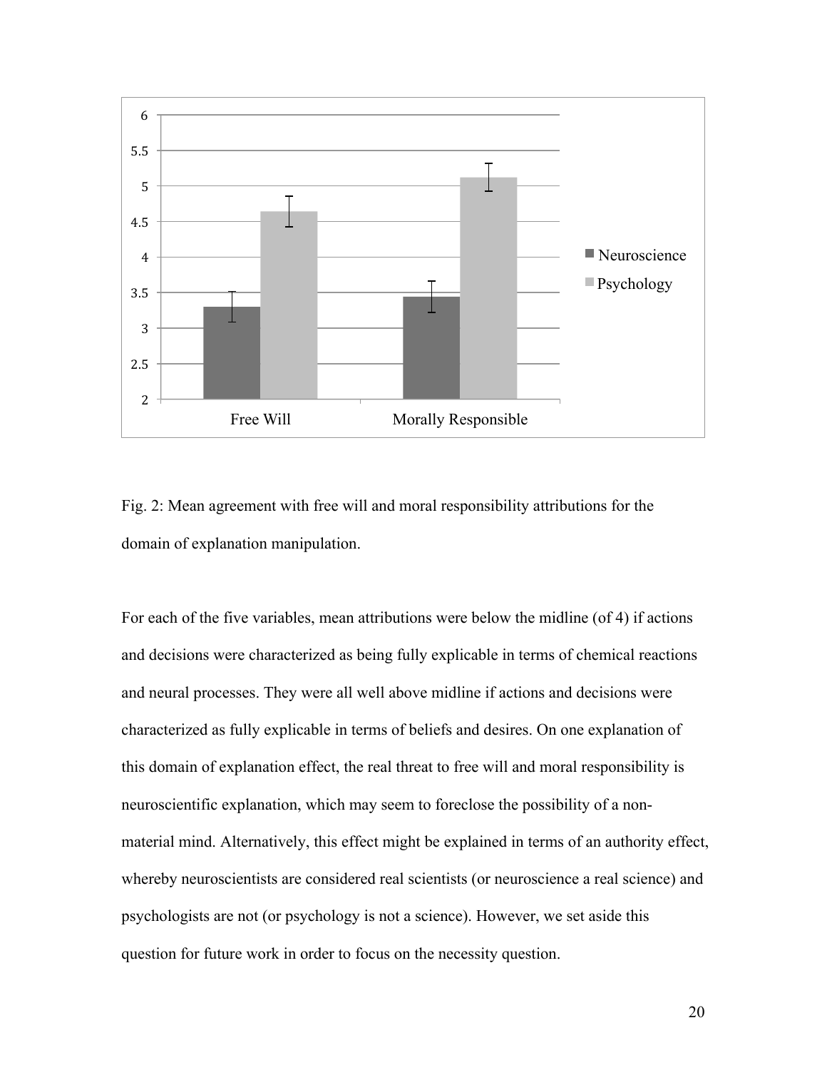Fig. 2: Mean agreement with free will and moral responsibility attributions for the domain of explanation manipulation.

For each of the five variables, mean attributions were below the midline (of 4) if actions and decisions were characterized as being fully explicable in terms of chemical reactions and neural processes. They were all well above midline if actions and decisions were characterized as fully explicable in terms of beliefs and desires. On one explanation of this domain of explanation effect, the real threat to free will and moral responsibility is neuroscientific explanation, which may seem to foreclose the possibility of a non-material mind. Alternatively, this effect might be explained in terms of an authority effect, whereby neuroscientists are considered real scientists (or neuroscience a real science) and psychologists are not (or psychology is not a science). However, we set aside this question for future work in order to focus on the necessity question.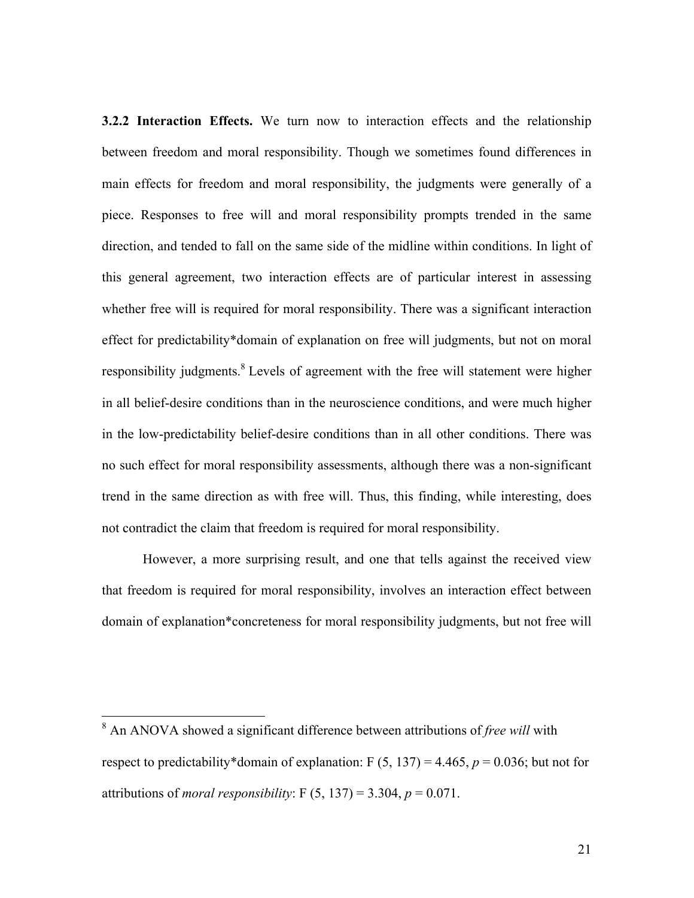**3.2.2 Interaction Effects.** We turn now to interaction effects and the relationship between freedom and moral responsibility. Though we sometimes found differences in main effects for freedom and moral responsibility, the judgments were generally of a piece. Responses to free will and moral responsibility prompts trended in the same direction, and tended to fall on the same side of the midline within conditions. In light of this general agreement, two interaction effects are of particular interest in assessing whether free will is required for moral responsibility. There was a significant interaction effect for predictability*domain of explanation on free will judgments, but not on moral responsibility judgments.[8] Levels of agreement with the free will statement were higher in all belief-desire conditions than in the neuroscience conditions, and were much higher in the low-predictability belief-desire conditions than in all other conditions. There was no such effect for moral responsibility assessments, although there was a non-significant trend in the same direction as with free will. Thus, this finding, while interesting, does not contradict the claim that freedom is required for moral responsibility.

However, a more surprising result, and one that tells against the received view that freedom is required for moral responsibility, involves an interaction effect between domain of explanation*concreteness for moral responsibility judgments, but not free will

---

[8] An ANOVA showed a significant difference between attributions of *free will* with respect to predictability*domain of explanation: $F(5, 137) = 4.465$, $p = 0.036$; but not for attributions of *moral responsibility*: $F(5, 137) = 3.304$, $p = 0.071$.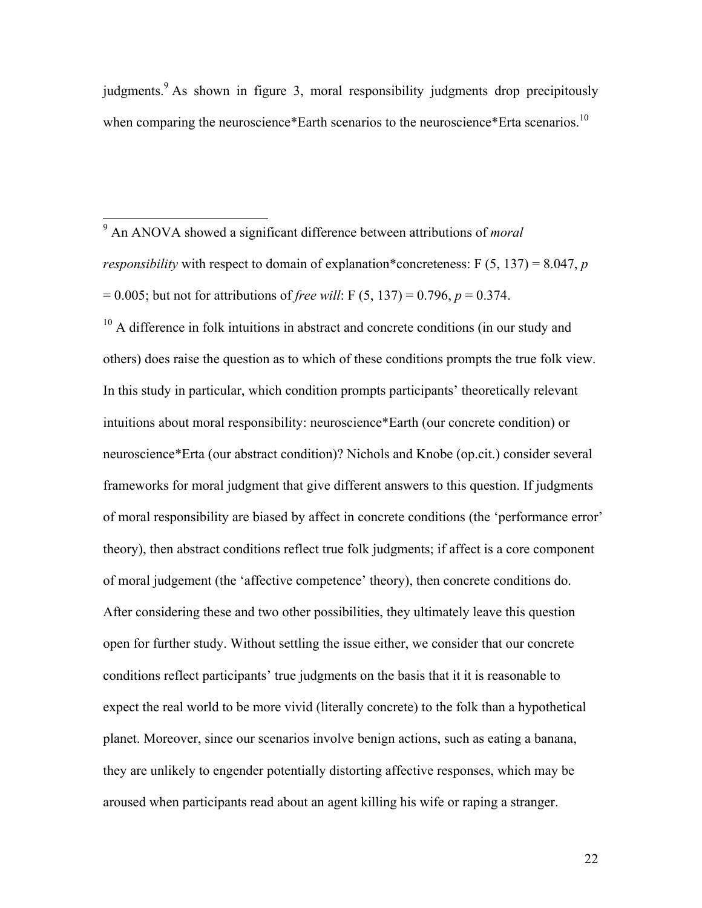judgments.[9] As shown in figure 3, moral responsibility judgments drop precipitously when comparing the neuroscience*Earth scenarios to the neuroscience*Erta scenarios.[10]

---

[9] An ANOVA showed a significant difference between attributions of *moral responsibility* with respect to domain of explanation*concreteness: $F (5, 137) = 8.047$, $p = 0.005$; but not for attributions of *free will*: $F (5, 137) = 0.796$, $p = 0.374$.

[10] A difference in folk intuitions in abstract and concrete conditions (in our study and others) does raise the question as to which of these conditions prompts the true folk view. In this study in particular, which condition prompts participants' theoretically relevant intuitions about moral responsibility: neuroscience*Earth (our concrete condition) or neuroscience*Erta (our abstract condition)? Nichols and Knobe (op.cit.) consider several frameworks for moral judgment that give different answers to this question. If judgments of moral responsibility are biased by affect in concrete conditions (the 'performance error' theory), then abstract conditions reflect true folk judgments; if affect is a core component of moral judgement (the 'affective competence' theory), then concrete conditions do. After considering these and two other possibilities, they ultimately leave this question open for further study. Without settling the issue either, we consider that our concrete conditions reflect participants' true judgments on the basis that it it is reasonable to expect the real world to be more vivid (literally concrete) to the folk than a hypothetical planet. Moreover, since our scenarios involve benign actions, such as eating a banana, they are unlikely to engender potentially distorting affective responses, which may be aroused when participants read about an agent killing his wife or raping a stranger.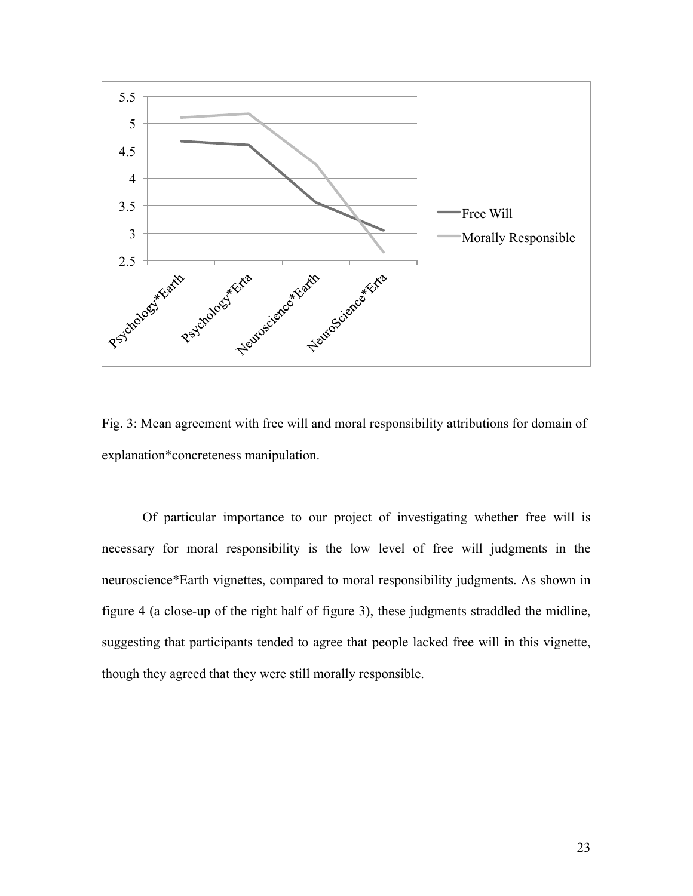Fig. 3: Mean agreement with free will and moral responsibility attributions for domain of explanation*concreteness manipulation.

Of particular importance to our project of investigating whether free will is necessary for moral responsibility is the low level of free will judgments in the neuroscience*Earth vignettes, compared to moral responsibility judgments. As shown in figure 4 (a close-up of the right half of figure 3), these judgments straddled the midline, suggesting that participants tended to agree that people lacked free will in this vignette, though they agreed that they were still morally responsible.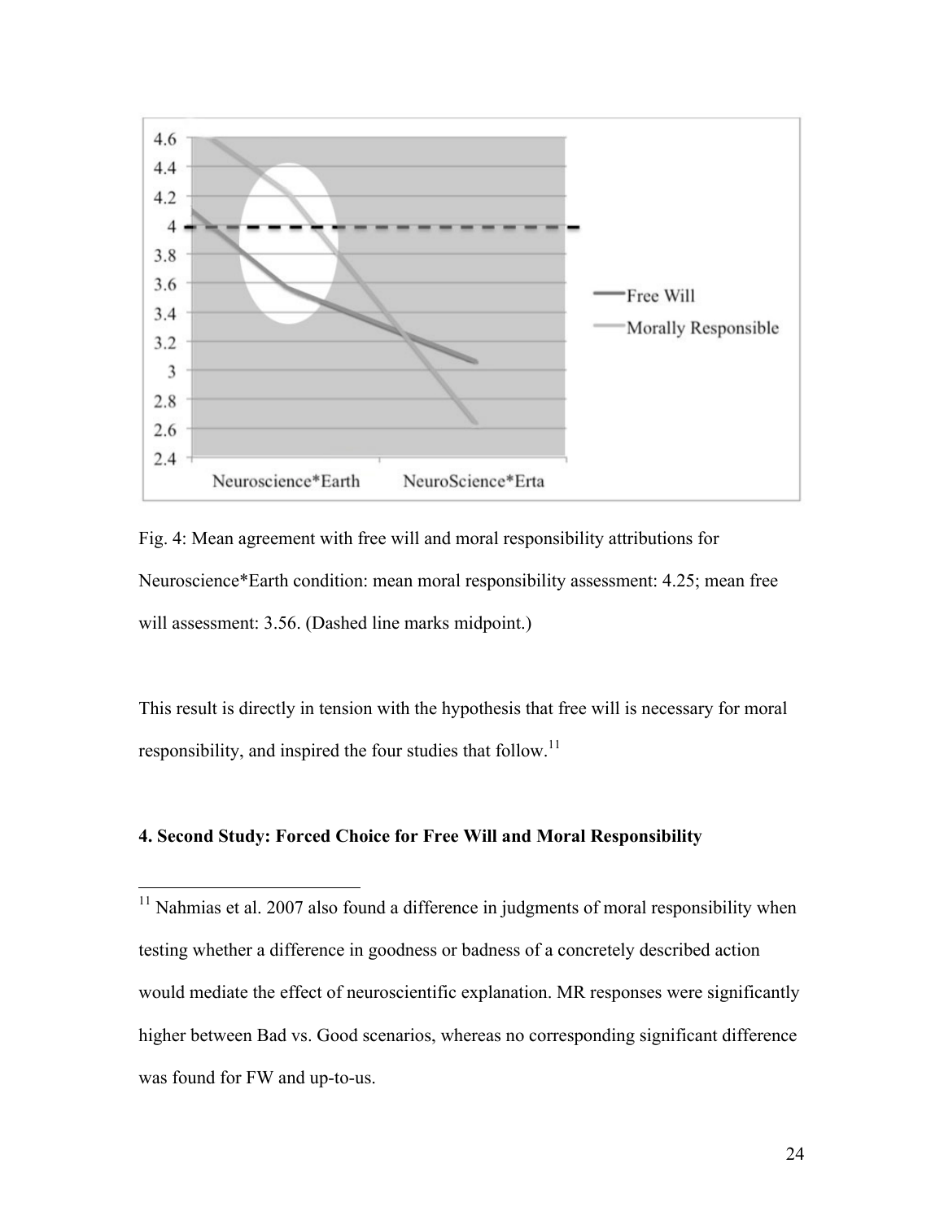Fig. 4: Mean agreement with free will and moral responsibility attributions for Neuroscience*Earth condition: mean moral responsibility assessment: 4.25; mean free will assessment: 3.56. (Dashed line marks midpoint.)

This result is directly in tension with the hypothesis that free will is necessary for moral responsibility, and inspired the four studies that follow.[11]

#### 4. Second Study: Forced Choice for Free Will and Moral Responsibility

[11] Nahmias et al. 2007 also found a difference in judgments of moral responsibility when testing whether a difference in goodness or badness of a concretely described action would mediate the effect of neuroscientific explanation. MR responses were significantly higher between Bad vs. Good scenarios, whereas no corresponding significant difference was found for FW and up-to-us.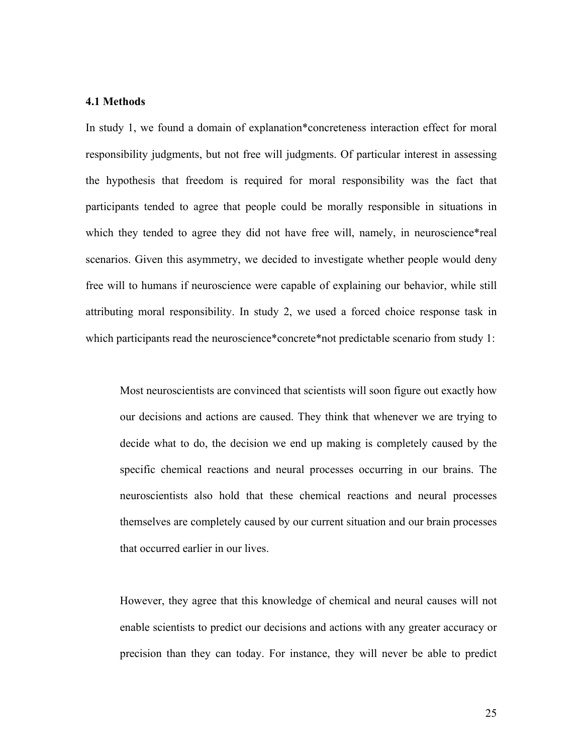### 4.1 Methods

In study 1, we found a domain of explanation*concreteness interaction effect for moral responsibility judgments, but not free will judgments. Of particular interest in assessing the hypothesis that freedom is required for moral responsibility was the fact that participants tended to agree that people could be morally responsible in situations in which they tended to agree they did not have free will, namely, in neuroscience*real scenarios. Given this asymmetry, we decided to investigate whether people would deny free will to humans if neuroscience were capable of explaining our behavior, while still attributing moral responsibility. In study 2, we used a forced choice response task in which participants read the neuroscience*concrete*not predictable scenario from study 1:

> Most neuroscientists are convinced that scientists will soon figure out exactly how our decisions and actions are caused. They think that whenever we are trying to decide what to do, the decision we end up making is completely caused by the specific chemical reactions and neural processes occurring in our brains. The neuroscientists also hold that these chemical reactions and neural processes themselves are completely caused by our current situation and our brain processes that occurred earlier in our lives.
>
> However, they agree that this knowledge of chemical and neural causes will not enable scientists to predict our decisions and actions with any greater accuracy or precision than they can today. For instance, they will never be able to predict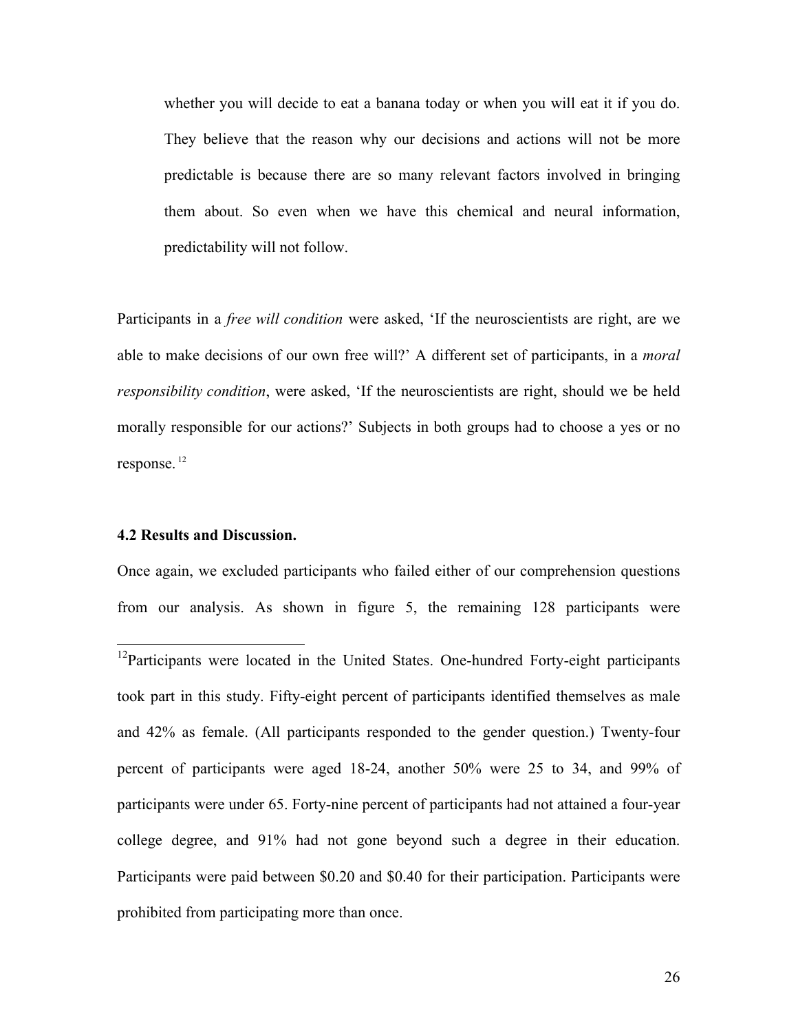> whether you will decide to eat a banana today or when you will eat it if you do. They believe that the reason why our decisions and actions will not be more predictable is because there are so many relevant factors involved in bringing them about. So even when we have this chemical and neural information, predictability will not follow.

Participants in a *free will condition* were asked, 'If the neuroscientists are right, are we able to make decisions of our own free will?' A different set of participants, in a *moral responsibility condition*, were asked, 'If the neuroscientists are right, should we be held morally responsible for our actions?' Subjects in both groups had to choose a yes or no response.[12]

**4.2 Results and Discussion.**

Once again, we excluded participants who failed either of our comprehension questions from our analysis. As shown in figure 5, the remaining 128 participants were

[12]Participants were located in the United States. One-hundred Forty-eight participants took part in this study. Fifty-eight percent of participants identified themselves as male and 42% as female. (All participants responded to the gender question.) Twenty-four percent of participants were aged 18-24, another 50% were 25 to 34, and 99% of participants were under 65. Forty-nine percent of participants had not attained a four-year college degree, and 91% had not gone beyond such a degree in their education. Participants were paid between $0.20 and $0.40 for their participation. Participants were prohibited from participating more than once.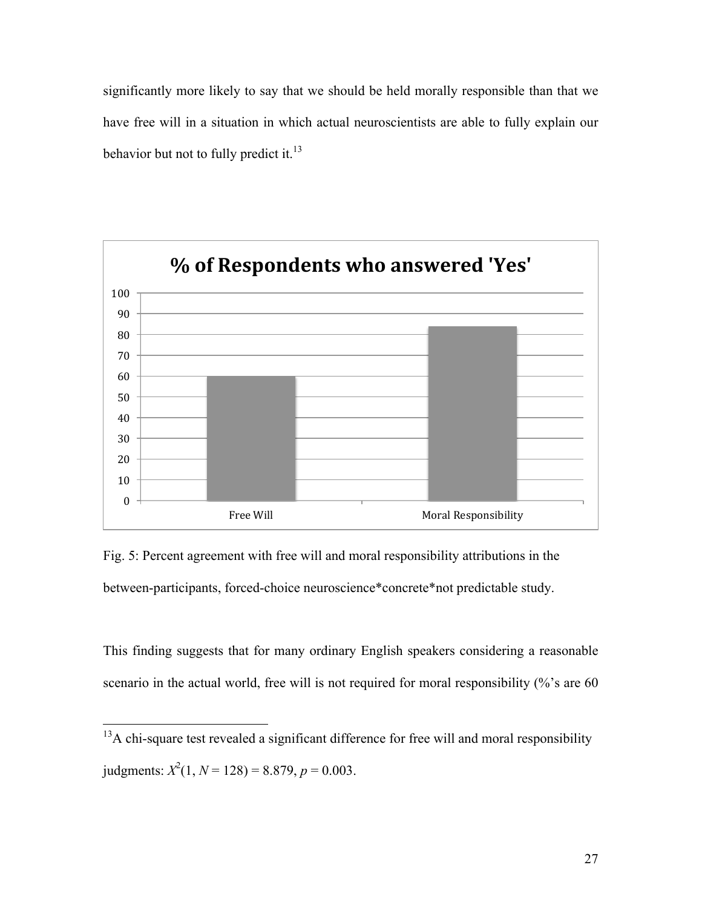significantly more likely to say that we should be held morally responsible than that we have free will in a situation in which actual neuroscientists are able to fully explain our behavior but not to fully predict it.[13]

Fig. 5: Percent agreement with free will and moral responsibility attributions in the between-participants, forced-choice neuroscience*concrete*not predictable study.

This finding suggests that for many ordinary English speakers considering a reasonable scenario in the actual world, free will is not required for moral responsibility (%'s are 60

[13] A chi-square test revealed a significant difference for free will and moral responsibility judgments: $X^2(1, N = 128) = 8.879$, $p = 0.003$.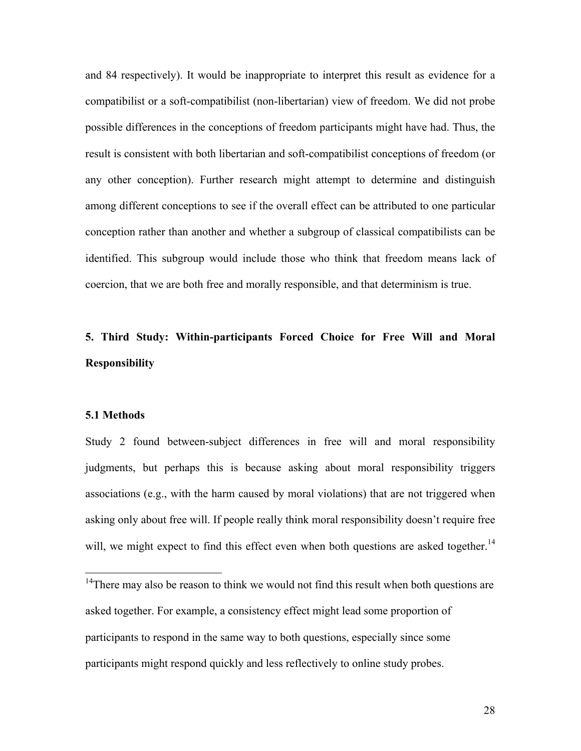and 84 respectively). It would be inappropriate to interpret this result as evidence for a compatibilist or a soft-compatibilist (non-libertarian) view of freedom. We did not probe possible differences in the conceptions of freedom participants might have had. Thus, the result is consistent with both libertarian and soft-compatibilist conceptions of freedom (or any other conception). Further research might attempt to determine and distinguish among different conceptions to see if the overall effect can be attributed to one particular conception rather than another and whether a subgroup of classical compatibilists can be identified. This subgroup would include those who think that freedom means lack of coercion, that we are both free and morally responsible, and that determinism is true.

## 5. Third Study: Within-participants Forced Choice for Free Will and Moral Responsibility

### 5.1 Methods

Study 2 found between-subject differences in free will and moral responsibility judgments, but perhaps this is because asking about moral responsibility triggers associations (e.g., with the harm caused by moral violations) that are not triggered when asking only about free will. If people really think moral responsibility doesn't require free will, we might expect to find this effect even when both questions are asked together.[14]

[14]There may also be reason to think we would not find this result when both questions are asked together. For example, a consistency effect might lead some proportion of participants to respond in the same way to both questions, especially since some participants might respond quickly and less reflectively to online study probes.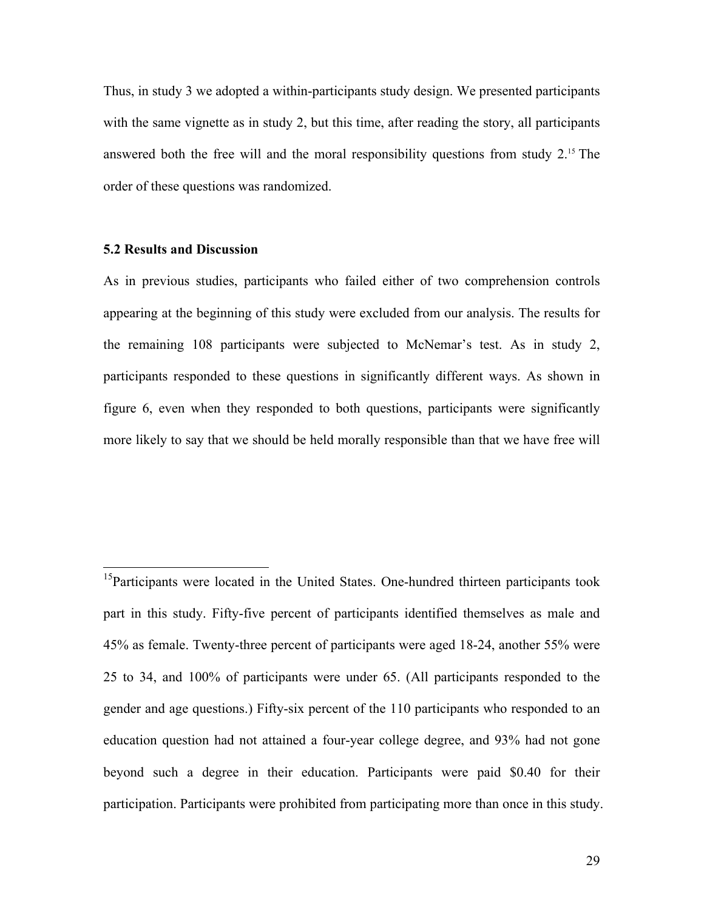Thus, in study 3 we adopted a within-participants study design. We presented participants with the same vignette as in study 2, but this time, after reading the story, all participants answered both the free will and the moral responsibility questions from study 2.[15] The order of these questions was randomized.

### 5.2 Results and Discussion

As in previous studies, participants who failed either of two comprehension controls appearing at the beginning of this study were excluded from our analysis. The results for the remaining 108 participants were subjected to McNemar's test. As in study 2, participants responded to these questions in significantly different ways. As shown in figure 6, even when they responded to both questions, participants were significantly more likely to say that we should be held morally responsible than that we have free will

---

[15]Participants were located in the United States. One-hundred thirteen participants took part in this study. Fifty-five percent of participants identified themselves as male and 45% as female. Twenty-three percent of participants were aged 18-24, another 55% were 25 to 34, and 100% of participants were under 65. (All participants responded to the gender and age questions.) Fifty-six percent of the 110 participants who responded to an education question had not attained a four-year college degree, and 93% had not gone beyond such a degree in their education. Participants were paid $0.40 for their participation. Participants were prohibited from participating more than once in this study.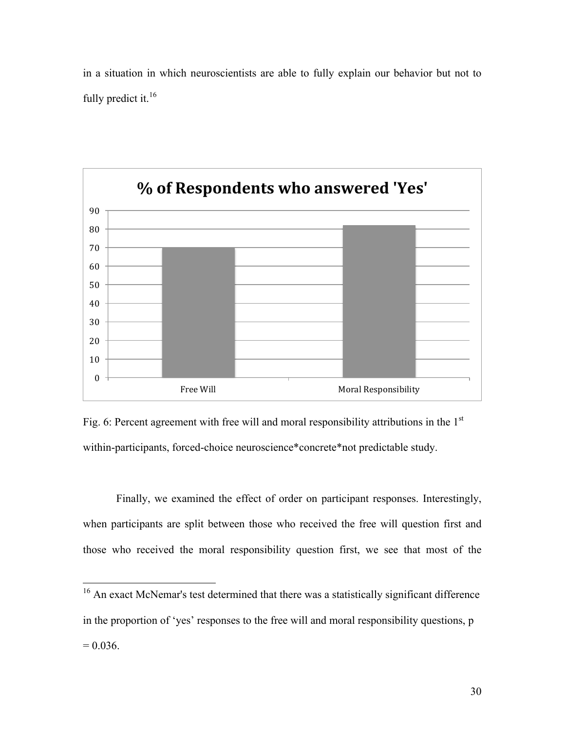in a situation in which neuroscientists are able to fully explain our behavior but not to fully predict it.[16]

Fig. 6: Percent agreement with free will and moral responsibility attributions in the 1st within-participants, forced-choice neuroscience*concrete*not predictable study.

Finally, we examined the effect of order on participant responses. Interestingly, when participants are split between those who received the free will question first and those who received the moral responsibility question first, we see that most of the

[16] An exact McNemar's test determined that there was a statistically significant difference in the proportion of 'yes' responses to the free will and moral responsibility questions, $p = 0.036$.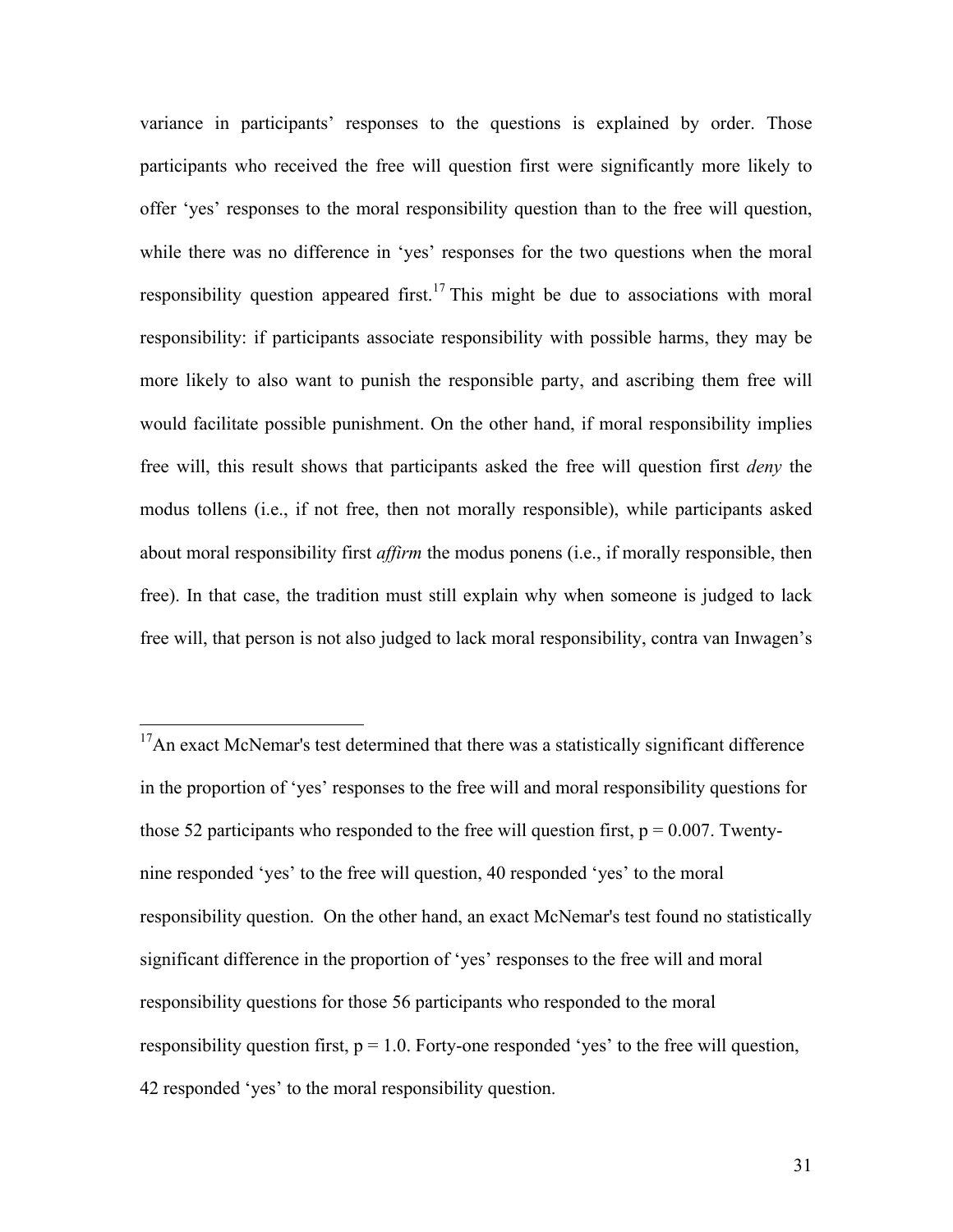variance in participants' responses to the questions is explained by order. Those participants who received the free will question first were significantly more likely to offer 'yes' responses to the moral responsibility question than to the free will question, while there was no difference in 'yes' responses for the two questions when the moral responsibility question appeared first.[17] This might be due to associations with moral responsibility: if participants associate responsibility with possible harms, they may be more likely to also want to punish the responsible party, and ascribing them free will would facilitate possible punishment. On the other hand, if moral responsibility implies free will, this result shows that participants asked the free will question first *deny* the modus tollens (i.e., if not free, then not morally responsible), while participants asked about moral responsibility first *affirm* the modus ponens (i.e., if morally responsible, then free). In that case, the tradition must still explain why when someone is judged to lack free will, that person is not also judged to lack moral responsibility, contra van Inwagen's

---

[17] An exact McNemar's test determined that there was a statistically significant difference in the proportion of 'yes' responses to the free will and moral responsibility questions for those 52 participants who responded to the free will question first, $p = 0.007$. Twenty-nine responded 'yes' to the free will question, 40 responded 'yes' to the moral responsibility question. On the other hand, an exact McNemar's test found no statistically significant difference in the proportion of 'yes' responses to the free will and moral responsibility questions for those 56 participants who responded to the moral responsibility question first, $p = 1.0$. Forty-one responded 'yes' to the free will question, 42 responded 'yes' to the moral responsibility question.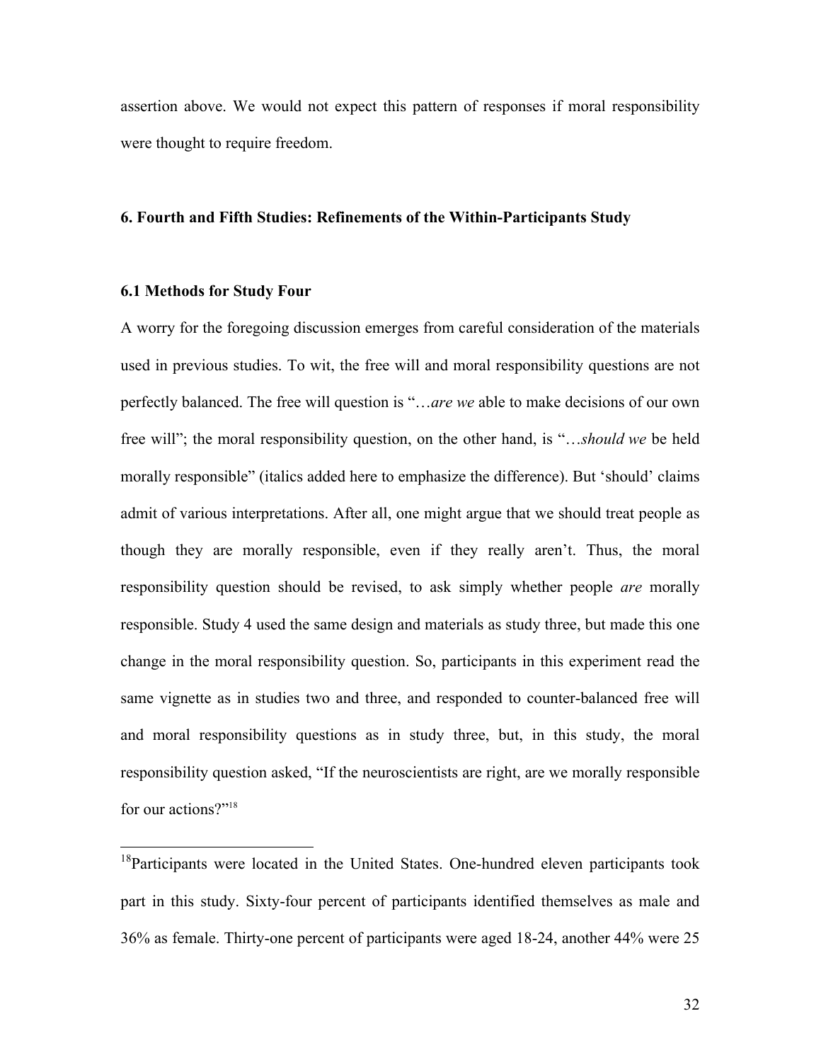assertion above. We would not expect this pattern of responses if moral responsibility were thought to require freedom.

## 6. Fourth and Fifth Studies: Refinements of the Within-Participants Study

### 6.1 Methods for Study Four

A worry for the foregoing discussion emerges from careful consideration of the materials used in previous studies. To wit, the free will and moral responsibility questions are not perfectly balanced. The free will question is "…*are we* able to make decisions of our own free will"; the moral responsibility question, on the other hand, is "…*should we* be held morally responsible" (italics added here to emphasize the difference). But 'should' claims admit of various interpretations. After all, one might argue that we should treat people as though they are morally responsible, even if they really aren't. Thus, the moral responsibility question should be revised, to ask simply whether people *are* morally responsible. Study 4 used the same design and materials as study three, but made this one change in the moral responsibility question. So, participants in this experiment read the same vignette as in studies two and three, and responded to counter-balanced free will and moral responsibility questions as in study three, but, in this study, the moral responsibility question asked, "If the neuroscientists are right, are we morally responsible for our actions?"[18]

---

[18]Participants were located in the United States. One-hundred eleven participants took part in this study. Sixty-four percent of participants identified themselves as male and 36% as female. Thirty-one percent of participants were aged 18-24, another 44% were 25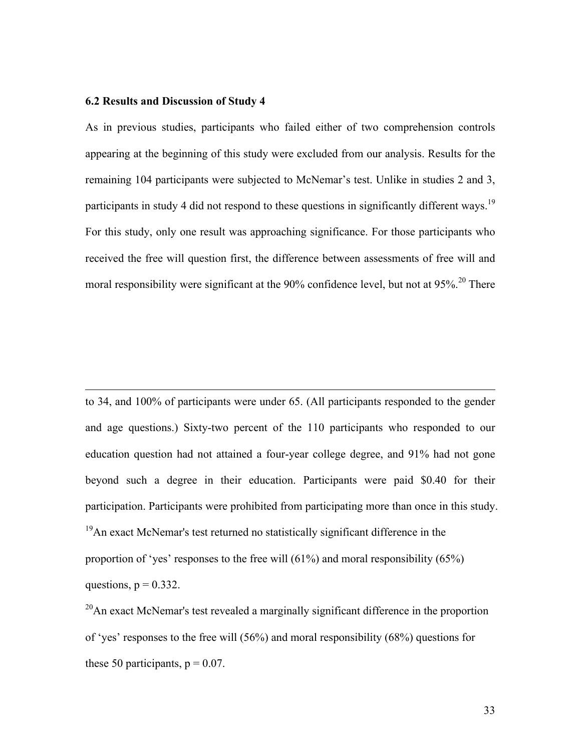### 6.2 Results and Discussion of Study 4

As in previous studies, participants who failed either of two comprehension controls appearing at the beginning of this study were excluded from our analysis. Results for the remaining 104 participants were subjected to McNemar's test. Unlike in studies 2 and 3, participants in study 4 did not respond to these questions in significantly different ways.[19] For this study, only one result was approaching significance. For those participants who received the free will question first, the difference between assessments of free will and moral responsibility were significant at the 90% confidence level, but not at 95%.[20] There

---

to 34, and 100% of participants were under 65. (All participants responded to the gender and age questions.) Sixty-two percent of the 110 participants who responded to our education question had not attained a four-year college degree, and 91% had not gone beyond such a degree in their education. Participants were paid \$0.40 for their participation. Participants were prohibited from participating more than once in this study.

[19]An exact McNemar's test returned no statistically significant difference in the proportion of 'yes' responses to the free will (61%) and moral responsibility (65%) questions, $p = 0.332$.

[20]An exact McNemar's test revealed a marginally significant difference in the proportion of 'yes' responses to the free will (56%) and moral responsibility (68%) questions for these 50 participants, $p = 0.07$.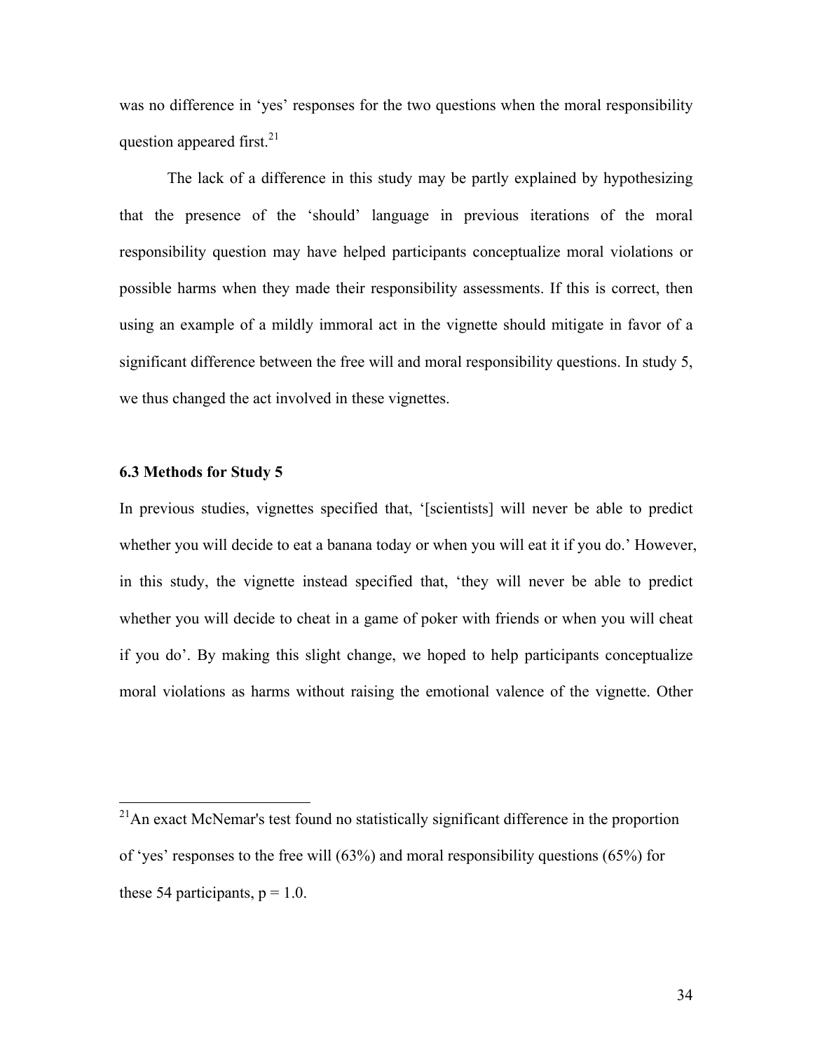was no difference in 'yes' responses for the two questions when the moral responsibility question appeared first.[21]

The lack of a difference in this study may be partly explained by hypothesizing that the presence of the 'should' language in previous iterations of the moral responsibility question may have helped participants conceptualize moral violations or possible harms when they made their responsibility assessments. If this is correct, then using an example of a mildly immoral act in the vignette should mitigate in favor of a significant difference between the free will and moral responsibility questions. In study 5, we thus changed the act involved in these vignettes.

### 6.3 Methods for Study 5

In previous studies, vignettes specified that, '[scientists] will never be able to predict whether you will decide to eat a banana today or when you will eat it if you do.' However, in this study, the vignette instead specified that, 'they will never be able to predict whether you will decide to cheat in a game of poker with friends or when you will cheat if you do'. By making this slight change, we hoped to help participants conceptualize moral violations as harms without raising the emotional valence of the vignette. Other

---

[21] An exact McNemar's test found no statistically significant difference in the proportion of 'yes' responses to the free will (63%) and moral responsibility questions (65%) for these 54 participants, $p = 1.0$.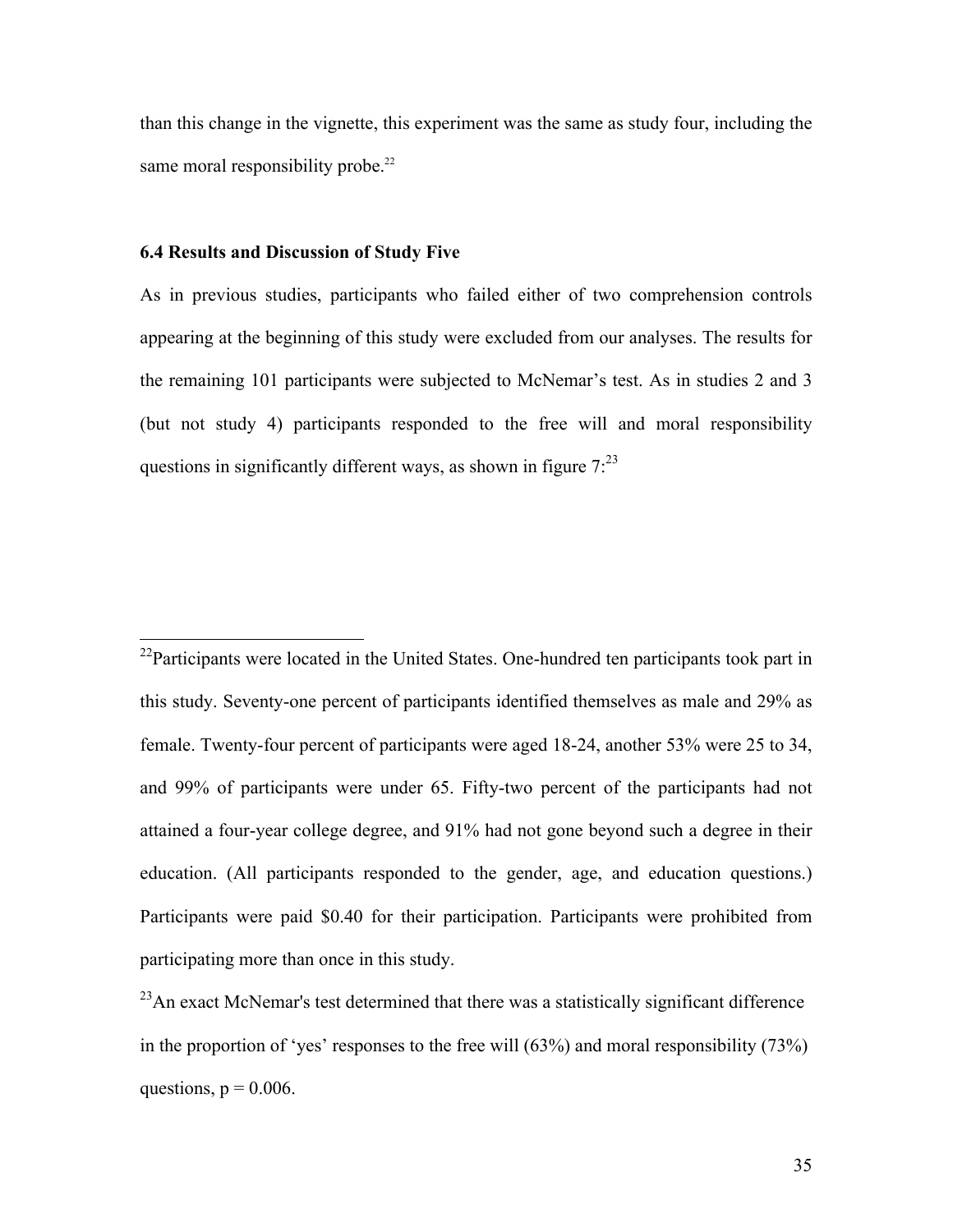than this change in the vignette, this experiment was the same as study four, including the same moral responsibility probe.[22]

### 6.4 Results and Discussion of Study Five

As in previous studies, participants who failed either of two comprehension controls appearing at the beginning of this study were excluded from our analyses. The results for the remaining 101 participants were subjected to McNemar's test. As in studies 2 and 3 (but not study 4) participants responded to the free will and moral responsibility questions in significantly different ways, as shown in figure 7:[23]

---

[22]Participants were located in the United States. One-hundred ten participants took part in this study. Seventy-one percent of participants identified themselves as male and 29% as female. Twenty-four percent of participants were aged 18-24, another 53% were 25 to 34, and 99% of participants were under 65. Fifty-two percent of the participants had not attained a four-year college degree, and 91% had not gone beyond such a degree in their education. (All participants responded to the gender, age, and education questions.) Participants were paid $0.40 for their participation. Participants were prohibited from participating more than once in this study.

[23]An exact McNemar's test determined that there was a statistically significant difference in the proportion of 'yes' responses to the free will (63%) and moral responsibility (73%) questions, $p = 0.006$.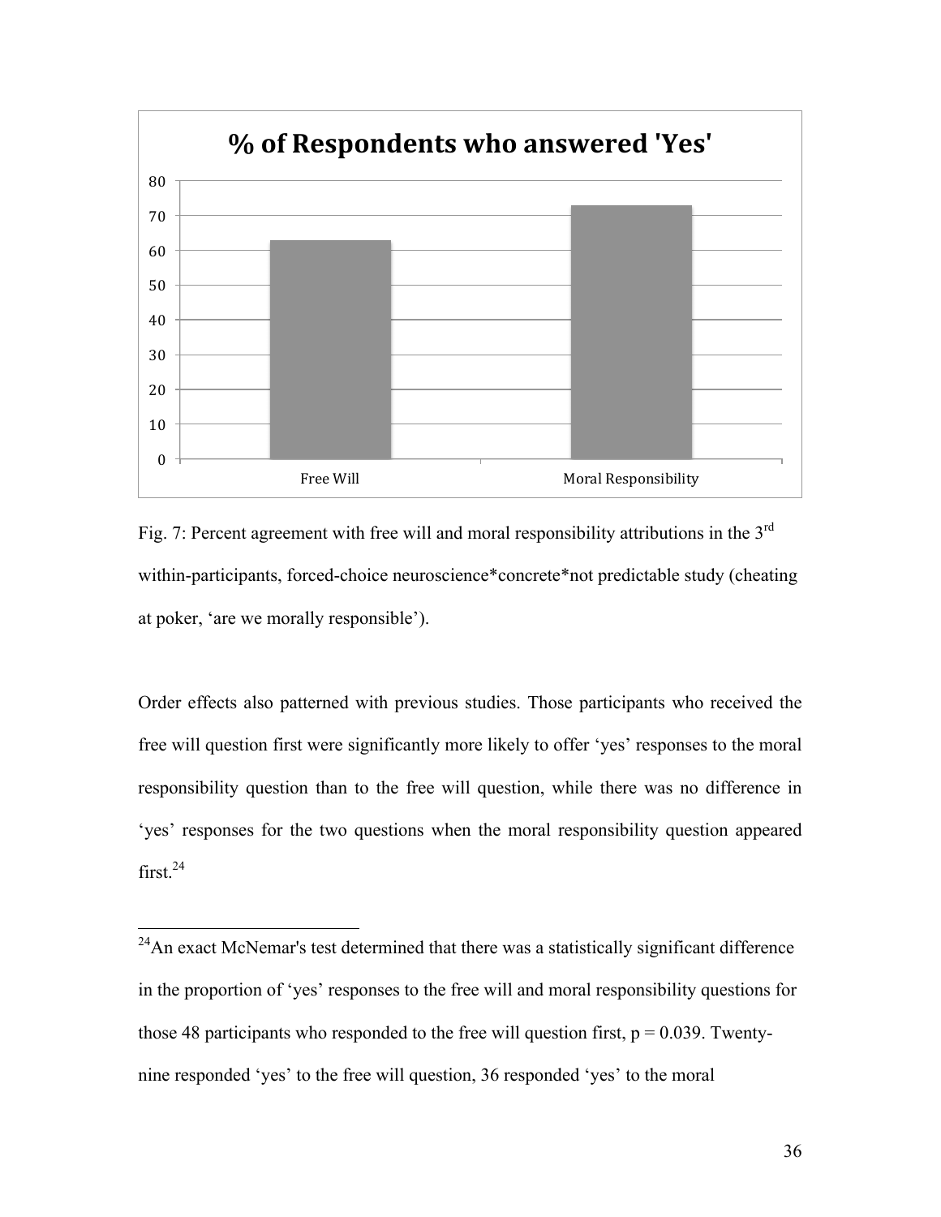Fig. 7: Percent agreement with free will and moral responsibility attributions in the 3rd within-participants, forced-choice neuroscience*concrete*not predictable study (cheating at poker, 'are we morally responsible').

Order effects also patterned with previous studies. Those participants who received the free will question first were significantly more likely to offer 'yes' responses to the moral responsibility question than to the free will question, while there was no difference in 'yes' responses for the two questions when the moral responsibility question appeared first.[24]

---

[24] An exact McNemar's test determined that there was a statistically significant difference in the proportion of 'yes' responses to the free will and moral responsibility questions for those 48 participants who responded to the free will question first, $p = 0.039$. Twenty-nine responded 'yes' to the free will question, 36 responded 'yes' to the moral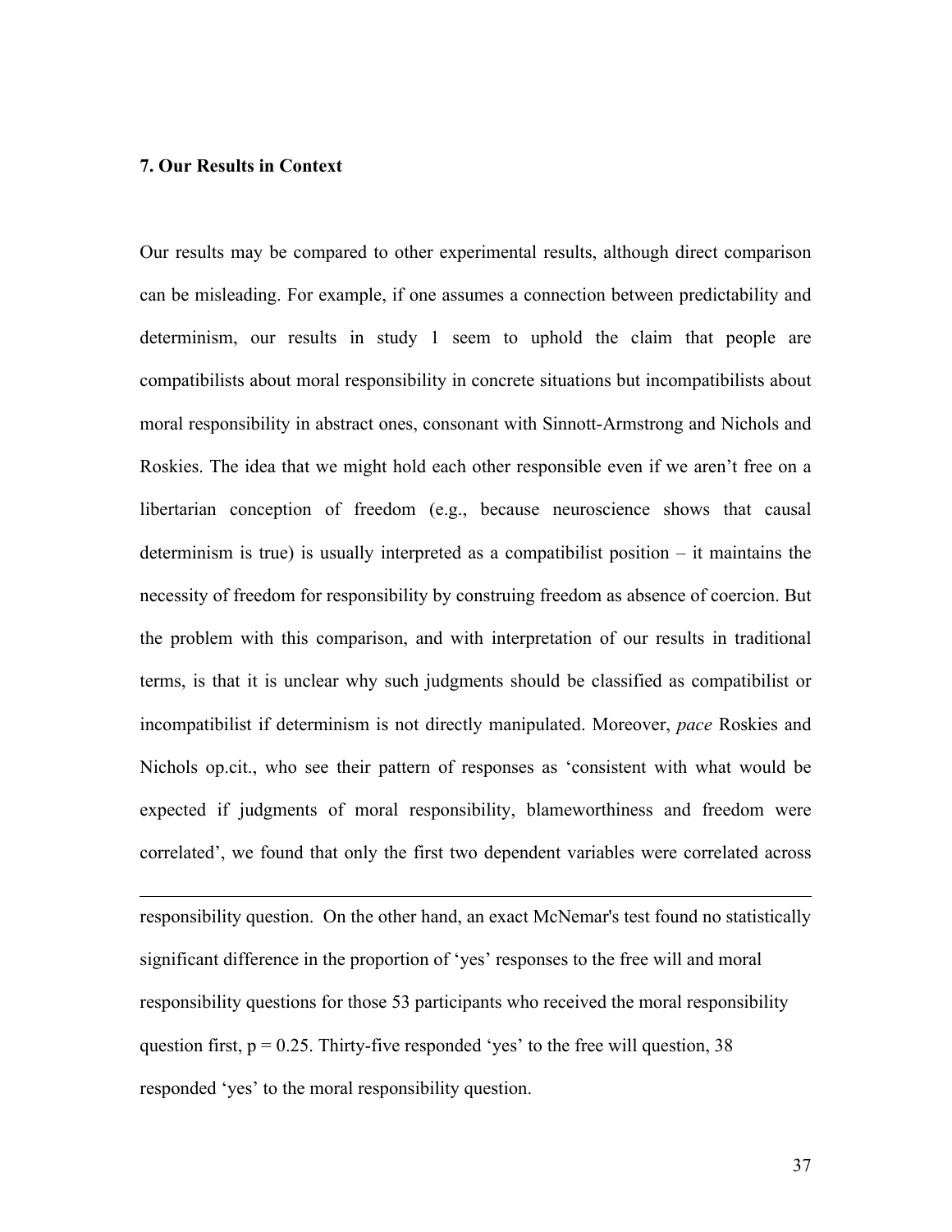## 7. Our Results in Context

Our results may be compared to other experimental results, although direct comparison can be misleading. For example, if one assumes a connection between predictability and determinism, our results in study 1 seem to uphold the claim that people are compatibilists about moral responsibility in concrete situations but incompatibilists about moral responsibility in abstract ones, consonant with Sinnott-Armstrong and Nichols and Roskies. The idea that we might hold each other responsible even if we aren't free on a libertarian conception of freedom (e.g., because neuroscience shows that causal determinism is true) is usually interpreted as a compatibilist position – it maintains the necessity of freedom for responsibility by construing freedom as absence of coercion. But the problem with this comparison, and with interpretation of our results in traditional terms, is that it is unclear why such judgments should be classified as compatibilist or incompatibilist if determinism is not directly manipulated. Moreover, *pace* Roskies and Nichols op.cit., who see their pattern of responses as 'consistent with what would be expected if judgments of moral responsibility, blameworthiness and freedom were correlated', we found that only the first two dependent variables were correlated across

---

responsibility question. On the other hand, an exact McNemar's test found no statistically significant difference in the proportion of 'yes' responses to the free will and moral responsibility questions for those 53 participants who received the moral responsibility question first, $p = 0.25$. Thirty-five responded 'yes' to the free will question, 38 responded 'yes' to the moral responsibility question.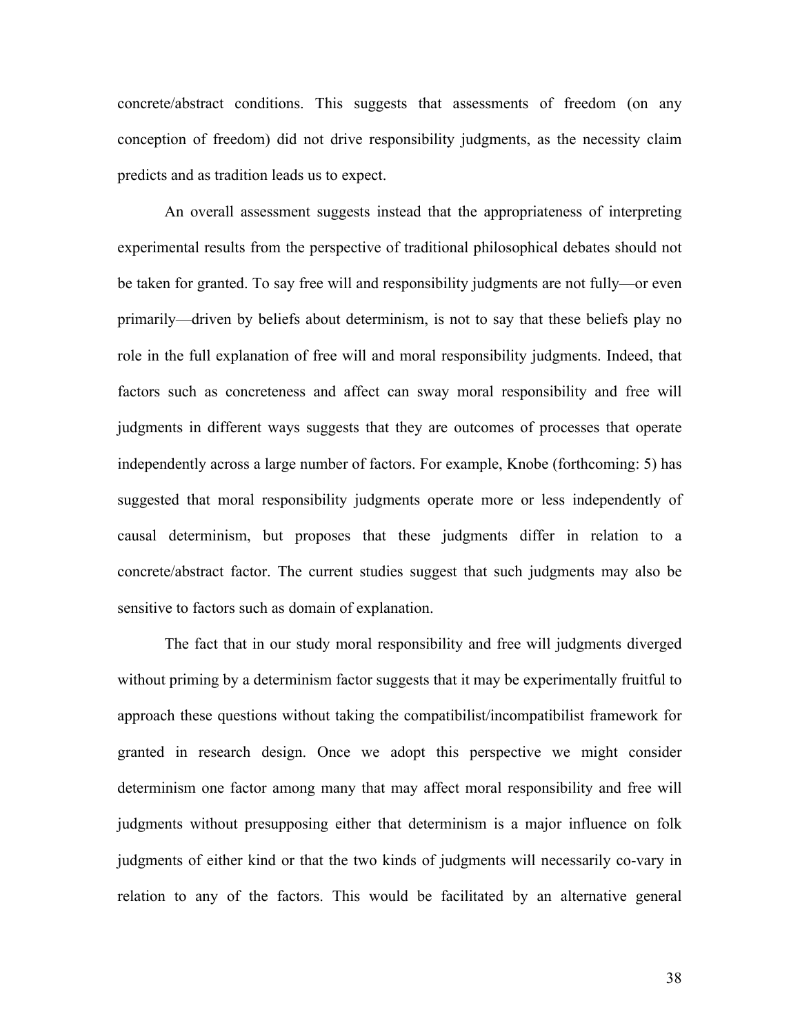concrete/abstract conditions. This suggests that assessments of freedom (on any conception of freedom) did not drive responsibility judgments, as the necessity claim predicts and as tradition leads us to expect.

An overall assessment suggests instead that the appropriateness of interpreting experimental results from the perspective of traditional philosophical debates should not be taken for granted. To say free will and responsibility judgments are not fully—or even primarily—driven by beliefs about determinism, is not to say that these beliefs play no role in the full explanation of free will and moral responsibility judgments. Indeed, that factors such as concreteness and affect can sway moral responsibility and free will judgments in different ways suggests that they are outcomes of processes that operate independently across a large number of factors. For example, Knobe (forthcoming: 5) has suggested that moral responsibility judgments operate more or less independently of causal determinism, but proposes that these judgments differ in relation to a concrete/abstract factor. The current studies suggest that such judgments may also be sensitive to factors such as domain of explanation.

The fact that in our study moral responsibility and free will judgments diverged without priming by a determinism factor suggests that it may be experimentally fruitful to approach these questions without taking the compatibilist/incompatibilist framework for granted in research design. Once we adopt this perspective we might consider determinism one factor among many that may affect moral responsibility and free will judgments without presupposing either that determinism is a major influence on folk judgments of either kind or that the two kinds of judgments will necessarily co-vary in relation to any of the factors. This would be facilitated by an alternative general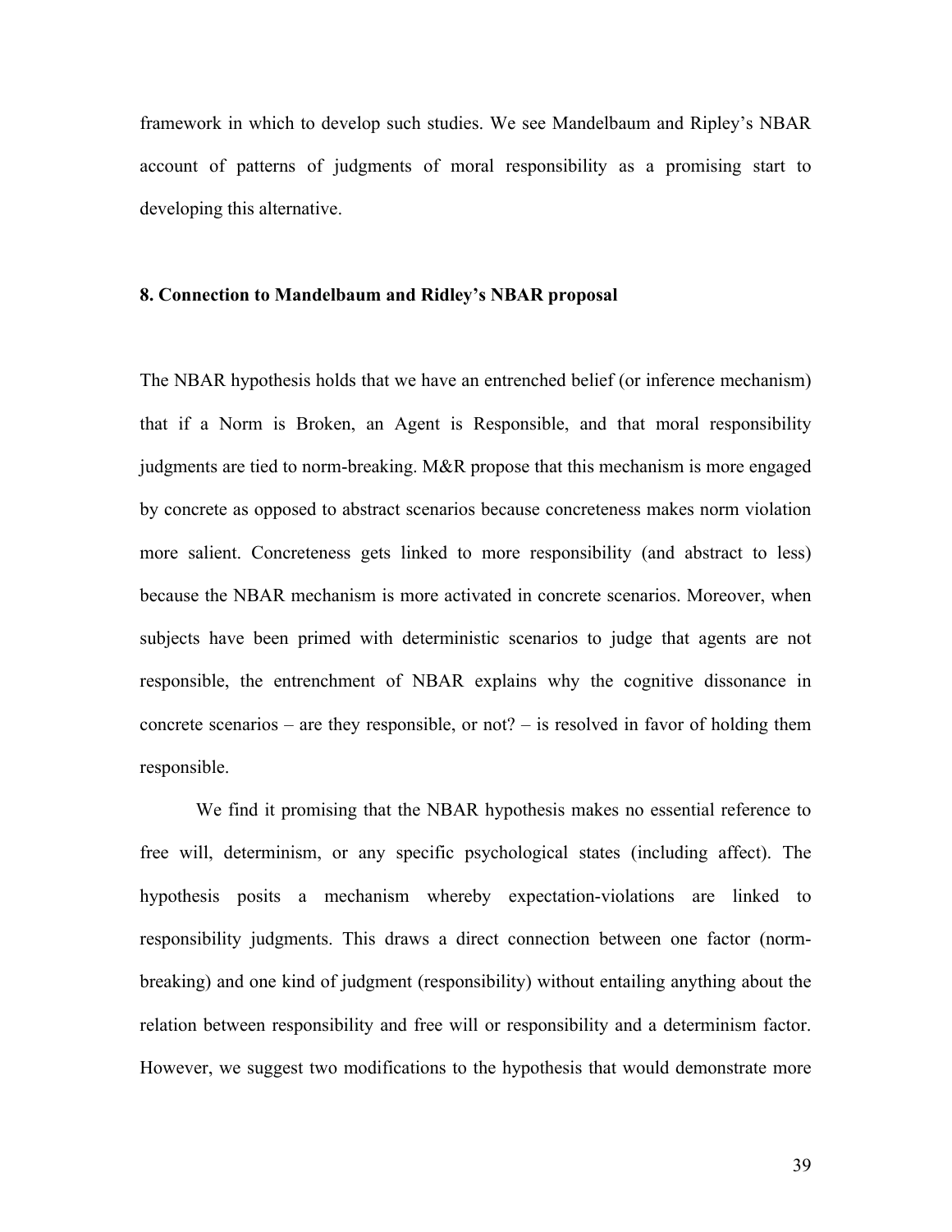framework in which to develop such studies. We see Mandelbaum and Ripley's NBAR account of patterns of judgments of moral responsibility as a promising start to developing this alternative.

## 8. Connection to Mandelbaum and Ridley's NBAR proposal

The NBAR hypothesis holds that we have an entrenched belief (or inference mechanism) that if a Norm is Broken, an Agent is Responsible, and that moral responsibility judgments are tied to norm-breaking. M&R propose that this mechanism is more engaged by concrete as opposed to abstract scenarios because concreteness makes norm violation more salient. Concreteness gets linked to more responsibility (and abstract to less) because the NBAR mechanism is more activated in concrete scenarios. Moreover, when subjects have been primed with deterministic scenarios to judge that agents are not responsible, the entrenchment of NBAR explains why the cognitive dissonance in concrete scenarios – are they responsible, or not? – is resolved in favor of holding them responsible.

We find it promising that the NBAR hypothesis makes no essential reference to free will, determinism, or any specific psychological states (including affect). The hypothesis posits a mechanism whereby expectation-violations are linked to responsibility judgments. This draws a direct connection between one factor (norm-breaking) and one kind of judgment (responsibility) without entailing anything about the relation between responsibility and free will or responsibility and a determinism factor. However, we suggest two modifications to the hypothesis that would demonstrate more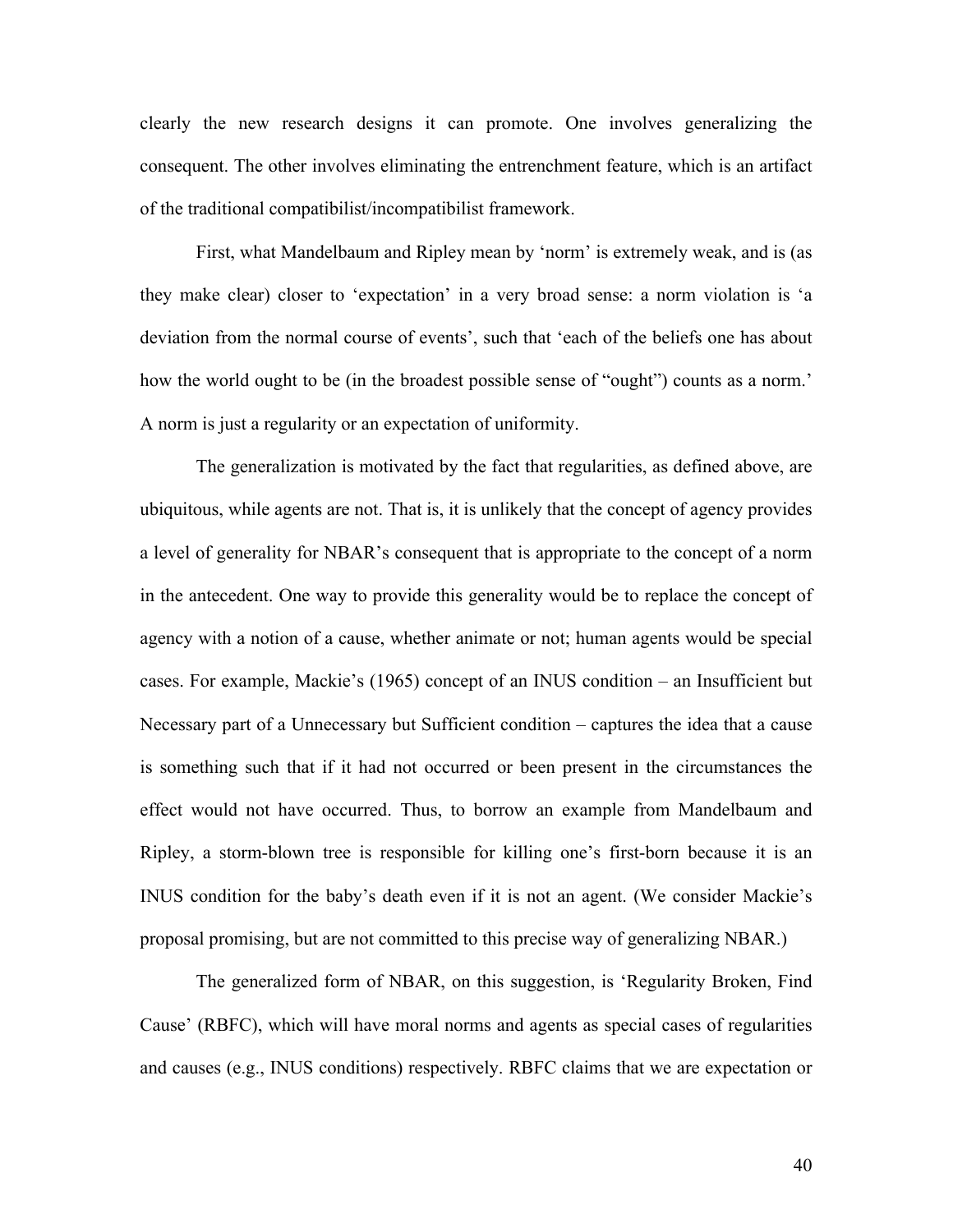clearly the new research designs it can promote. One involves generalizing the consequent. The other involves eliminating the entrenchment feature, which is an artifact of the traditional compatibilist/incompatibilist framework.

First, what Mandelbaum and Ripley mean by 'norm' is extremely weak, and is (as they make clear) closer to 'expectation' in a very broad sense: a norm violation is 'a deviation from the normal course of events', such that 'each of the beliefs one has about how the world ought to be (in the broadest possible sense of "ought") counts as a norm.' A norm is just a regularity or an expectation of uniformity.

The generalization is motivated by the fact that regularities, as defined above, are ubiquitous, while agents are not. That is, it is unlikely that the concept of agency provides a level of generality for NBAR's consequent that is appropriate to the concept of a norm in the antecedent. One way to provide this generality would be to replace the concept of agency with a notion of a cause, whether animate or not; human agents would be special cases. For example, Mackie's (1965) concept of an INUS condition – an Insufficient but Necessary part of a Unnecessary but Sufficient condition – captures the idea that a cause is something such that if it had not occurred or been present in the circumstances the effect would not have occurred. Thus, to borrow an example from Mandelbaum and Ripley, a storm-blown tree is responsible for killing one's first-born because it is an INUS condition for the baby's death even if it is not an agent. (We consider Mackie's proposal promising, but are not committed to this precise way of generalizing NBAR.)

The generalized form of NBAR, on this suggestion, is 'Regularity Broken, Find Cause' (RBFC), which will have moral norms and agents as special cases of regularities and causes (e.g., INUS conditions) respectively. RBFC claims that we are expectation or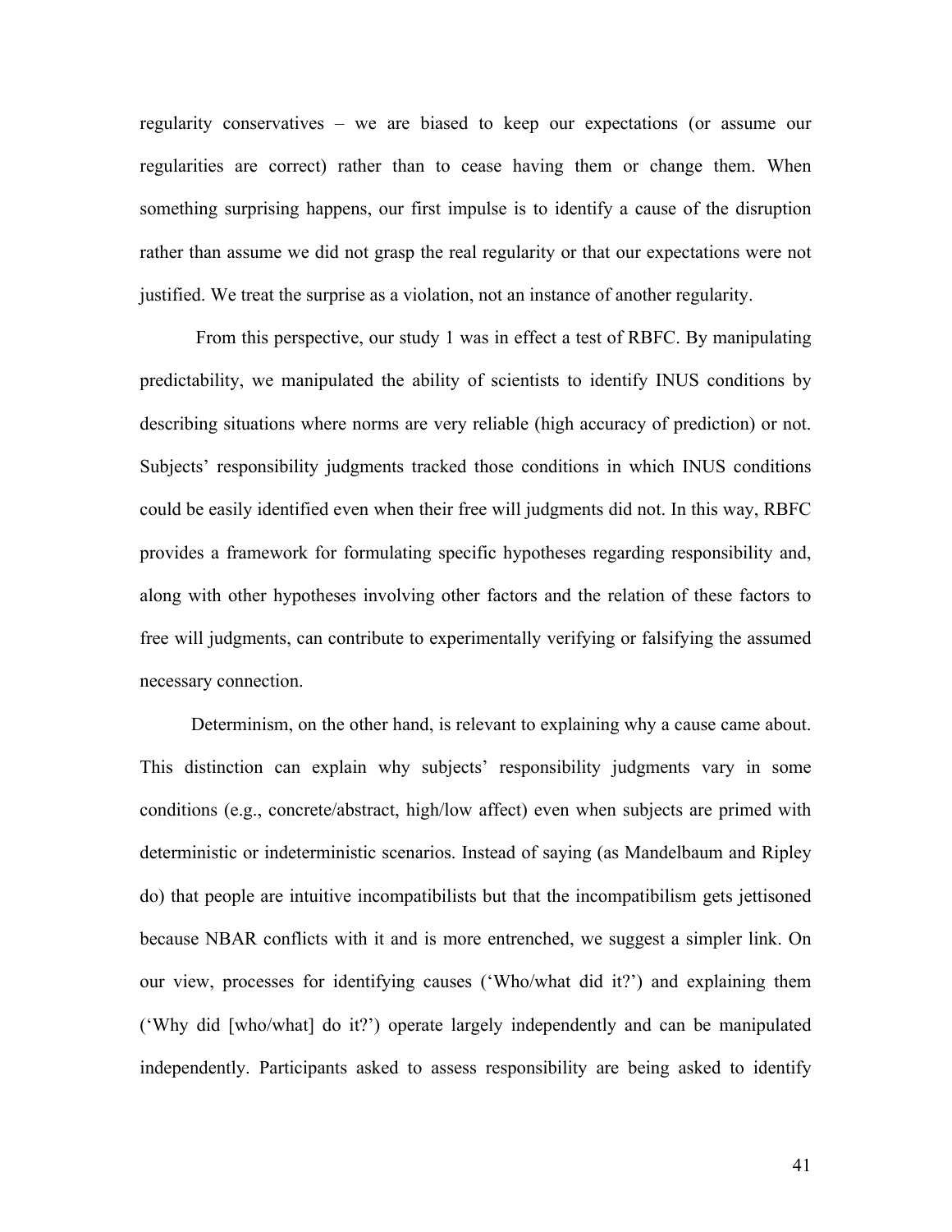regularity conservatives – we are biased to keep our expectations (or assume our regularities are correct) rather than to cease having them or change them. When something surprising happens, our first impulse is to identify a cause of the disruption rather than assume we did not grasp the real regularity or that our expectations were not justified. We treat the surprise as a violation, not an instance of another regularity.

From this perspective, our study 1 was in effect a test of RBFC. By manipulating predictability, we manipulated the ability of scientists to identify INUS conditions by describing situations where norms are very reliable (high accuracy of prediction) or not. Subjects' responsibility judgments tracked those conditions in which INUS conditions could be easily identified even when their free will judgments did not. In this way, RBFC provides a framework for formulating specific hypotheses regarding responsibility and, along with other hypotheses involving other factors and the relation of these factors to free will judgments, can contribute to experimentally verifying or falsifying the assumed necessary connection.

Determinism, on the other hand, is relevant to explaining why a cause came about. This distinction can explain why subjects' responsibility judgments vary in some conditions (e.g., concrete/abstract, high/low affect) even when subjects are primed with deterministic or indeterministic scenarios. Instead of saying (as Mandelbaum and Ripley do) that people are intuitive incompatibilists but that the incompatibilism gets jettisoned because NBAR conflicts with it and is more entrenched, we suggest a simpler link. On our view, processes for identifying causes ('Who/what did it?') and explaining them ('Why did [who/what] do it?') operate largely independently and can be manipulated independently. Participants asked to assess responsibility are being asked to identify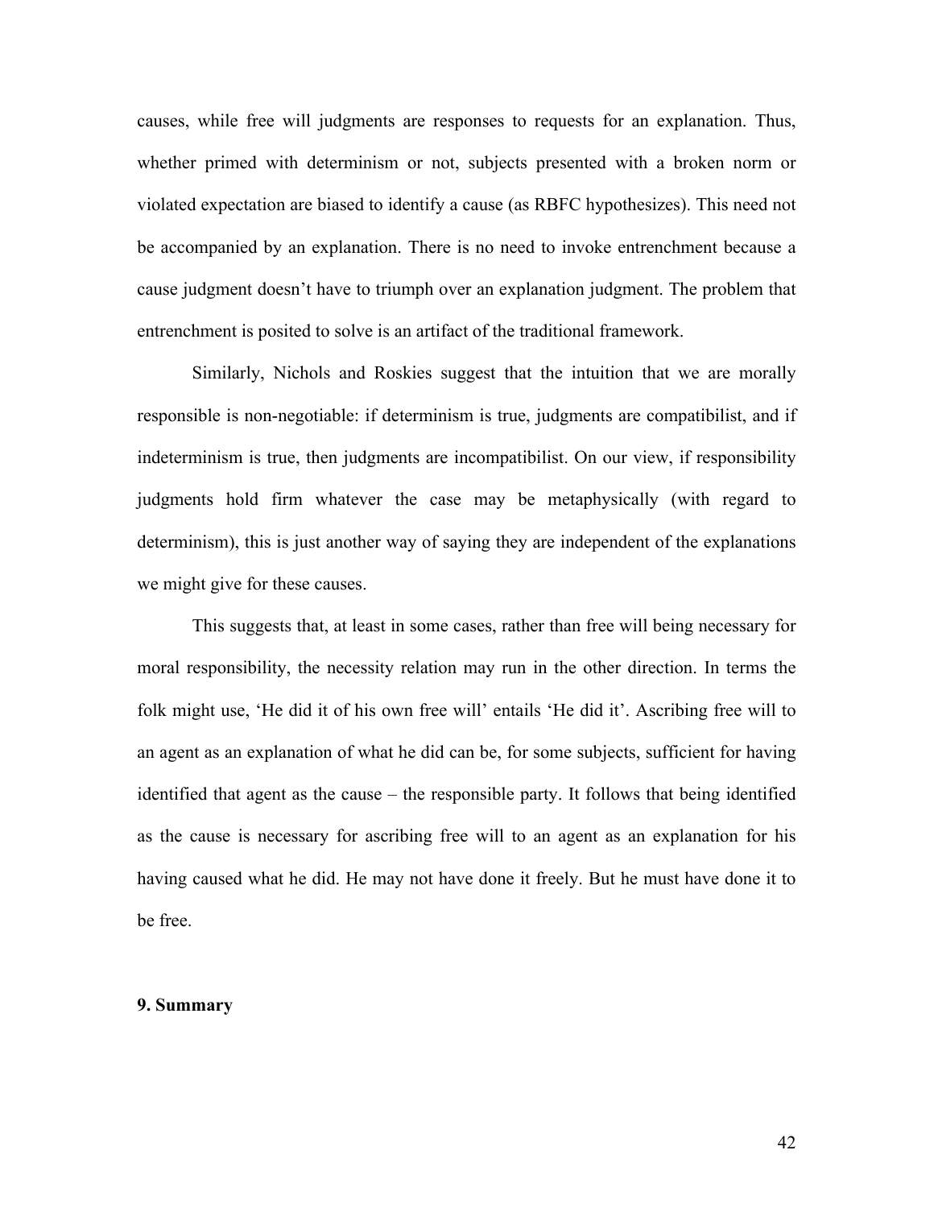causes, while free will judgments are responses to requests for an explanation. Thus, whether primed with determinism or not, subjects presented with a broken norm or violated expectation are biased to identify a cause (as RBFC hypothesizes). This need not be accompanied by an explanation. There is no need to invoke entrenchment because a cause judgment doesn't have to triumph over an explanation judgment. The problem that entrenchment is posited to solve is an artifact of the traditional framework.

Similarly, Nichols and Roskies suggest that the intuition that we are morally responsible is non-negotiable: if determinism is true, judgments are compatibilist, and if indeterminism is true, then judgments are incompatibilist. On our view, if responsibility judgments hold firm whatever the case may be metaphysically (with regard to determinism), this is just another way of saying they are independent of the explanations we might give for these causes.

This suggests that, at least in some cases, rather than free will being necessary for moral responsibility, the necessity relation may run in the other direction. In terms the folk might use, 'He did it of his own free will' entails 'He did it'. Ascribing free will to an agent as an explanation of what he did can be, for some subjects, sufficient for having identified that agent as the cause – the responsible party. It follows that being identified as the cause is necessary for ascribing free will to an agent as an explanation for his having caused what he did. He may not have done it freely. But he must have done it to be free.

## 9. Summary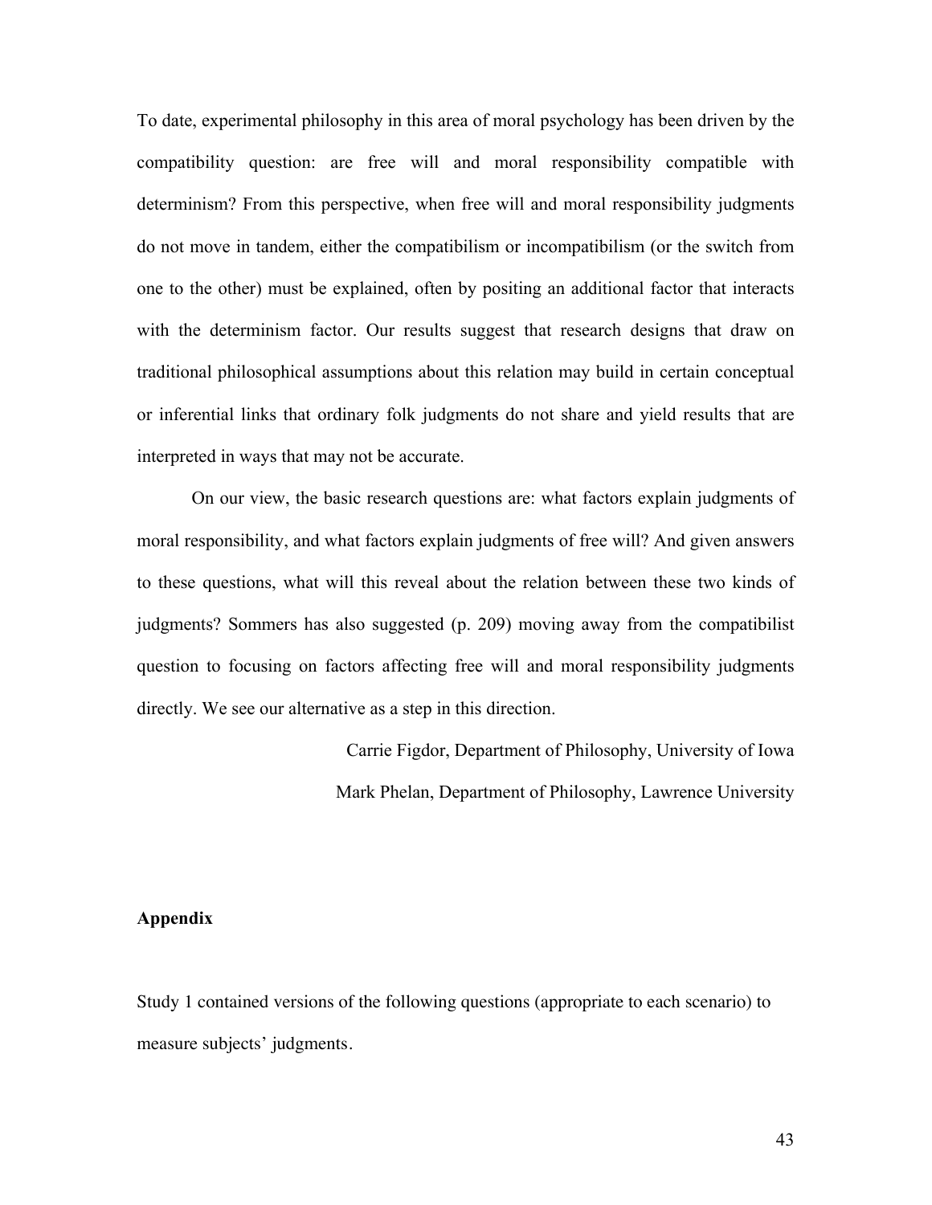To date, experimental philosophy in this area of moral psychology has been driven by the compatibility question: are free will and moral responsibility compatible with determinism? From this perspective, when free will and moral responsibility judgments do not move in tandem, either the compatibilism or incompatibilism (or the switch from one to the other) must be explained, often by positing an additional factor that interacts with the determinism factor. Our results suggest that research designs that draw on traditional philosophical assumptions about this relation may build in certain conceptual or inferential links that ordinary folk judgments do not share and yield results that are interpreted in ways that may not be accurate.

On our view, the basic research questions are: what factors explain judgments of moral responsibility, and what factors explain judgments of free will? And given answers to these questions, what will this reveal about the relation between these two kinds of judgments? Sommers has also suggested (p. 209) moving away from the compatibilist question to focusing on factors affecting free will and moral responsibility judgments directly. We see our alternative as a step in this direction.

Carrie Figdor, Department of Philosophy, University of Iowa

Mark Phelan, Department of Philosophy, Lawrence University

## Appendix

Study 1 contained versions of the following questions (appropriate to each scenario) to measure subjects' judgments.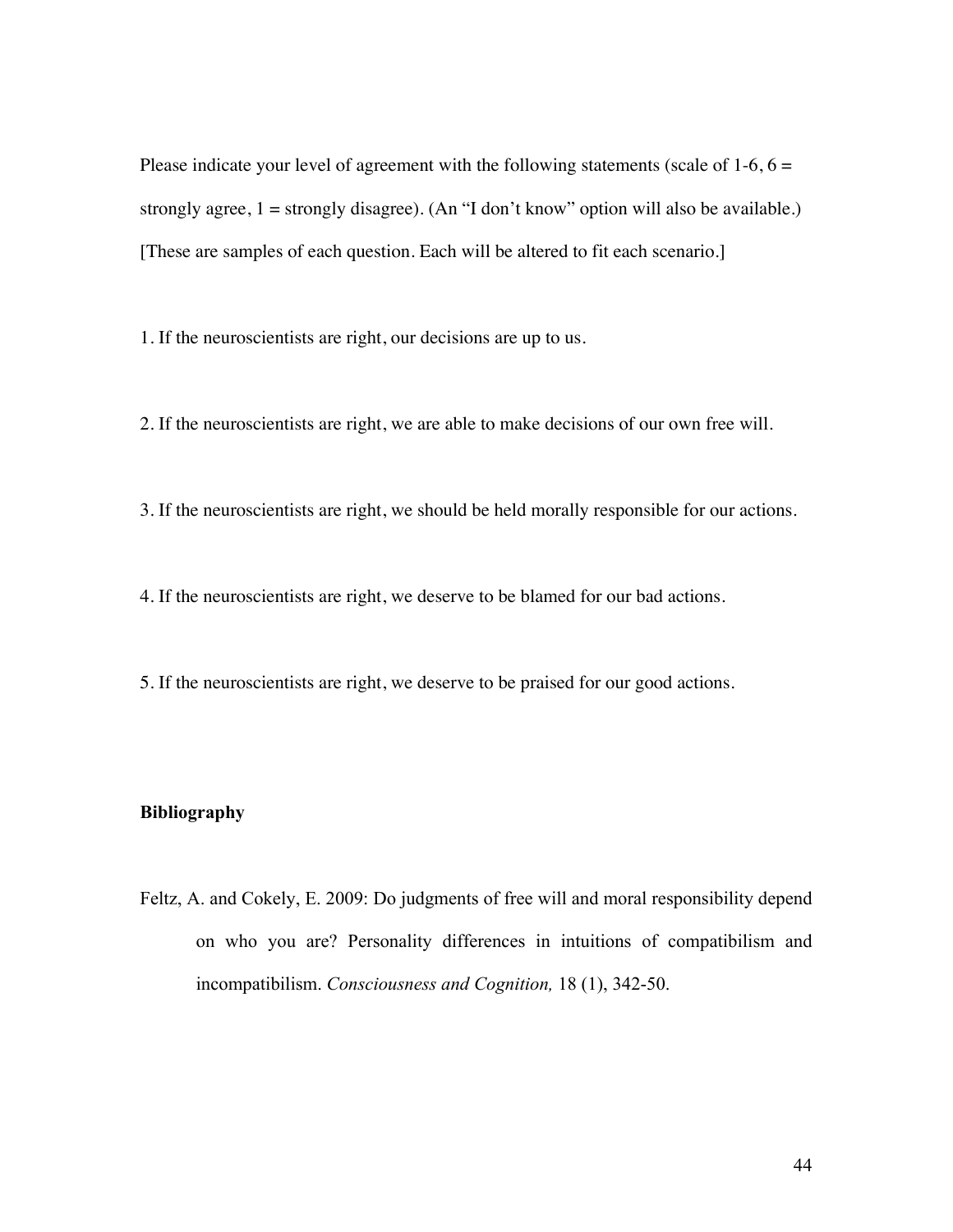Please indicate your level of agreement with the following statements (scale of 1-6, 6 = strongly agree, 1 = strongly disagree). (An "I don't know" option will also be available.) [These are samples of each question. Each will be altered to fit each scenario.]

1. If the neuroscientists are right, our decisions are up to us.

2. If the neuroscientists are right, we are able to make decisions of our own free will.

3. If the neuroscientists are right, we should be held morally responsible for our actions.

4. If the neuroscientists are right, we deserve to be blamed for our bad actions.

5. If the neuroscientists are right, we deserve to be praised for our good actions.

**Bibliography**

Feltz, A. and Cokely, E. 2009: Do judgments of free will and moral responsibility depend on who you are? Personality differences in intuitions of compatibilism and incompatibilism. *Consciousness and Cognition,* 18 (1), 342-50.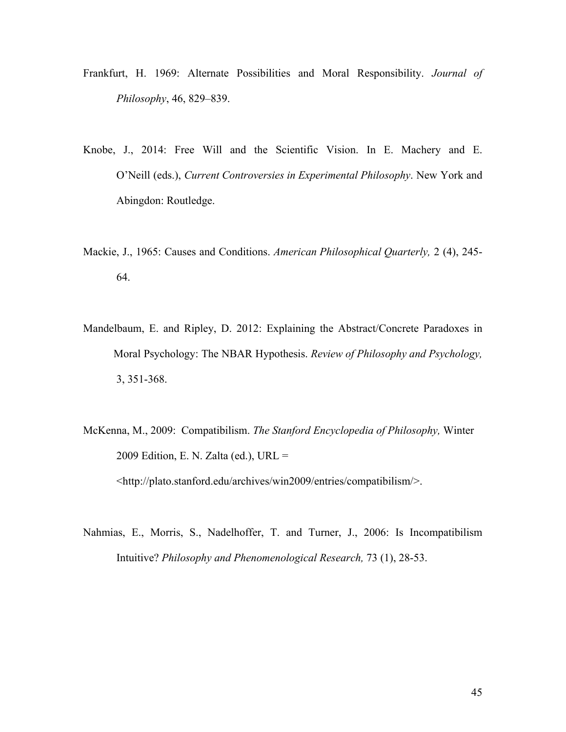Frankfurt, H. 1969: Alternate Possibilities and Moral Responsibility. *Journal of Philosophy*, 46, 829–839.

Knobe, J., 2014: Free Will and the Scientific Vision. In E. Machery and E. O'Neill (eds.), *Current Controversies in Experimental Philosophy*. New York and Abingdon: Routledge.

Mackie, J., 1965: Causes and Conditions. *American Philosophical Quarterly,* 2 (4), 245-64.

Mandelbaum, E. and Ripley, D. 2012: Explaining the Abstract/Concrete Paradoxes in Moral Psychology: The NBAR Hypothesis. *Review of Philosophy and Psychology,* 3, 351-368.

McKenna, M., 2009: Compatibilism. *The Stanford Encyclopedia of Philosophy,* Winter 2009 Edition, E. N. Zalta (ed.), URL = <http://plato.stanford.edu/archives/win2009/entries/compatibilism/>.

Nahmias, E., Morris, S., Nadelhoffer, T. and Turner, J., 2006: Is Incompatibilism Intuitive? *Philosophy and Phenomenological Research,* 73 (1), 28-53.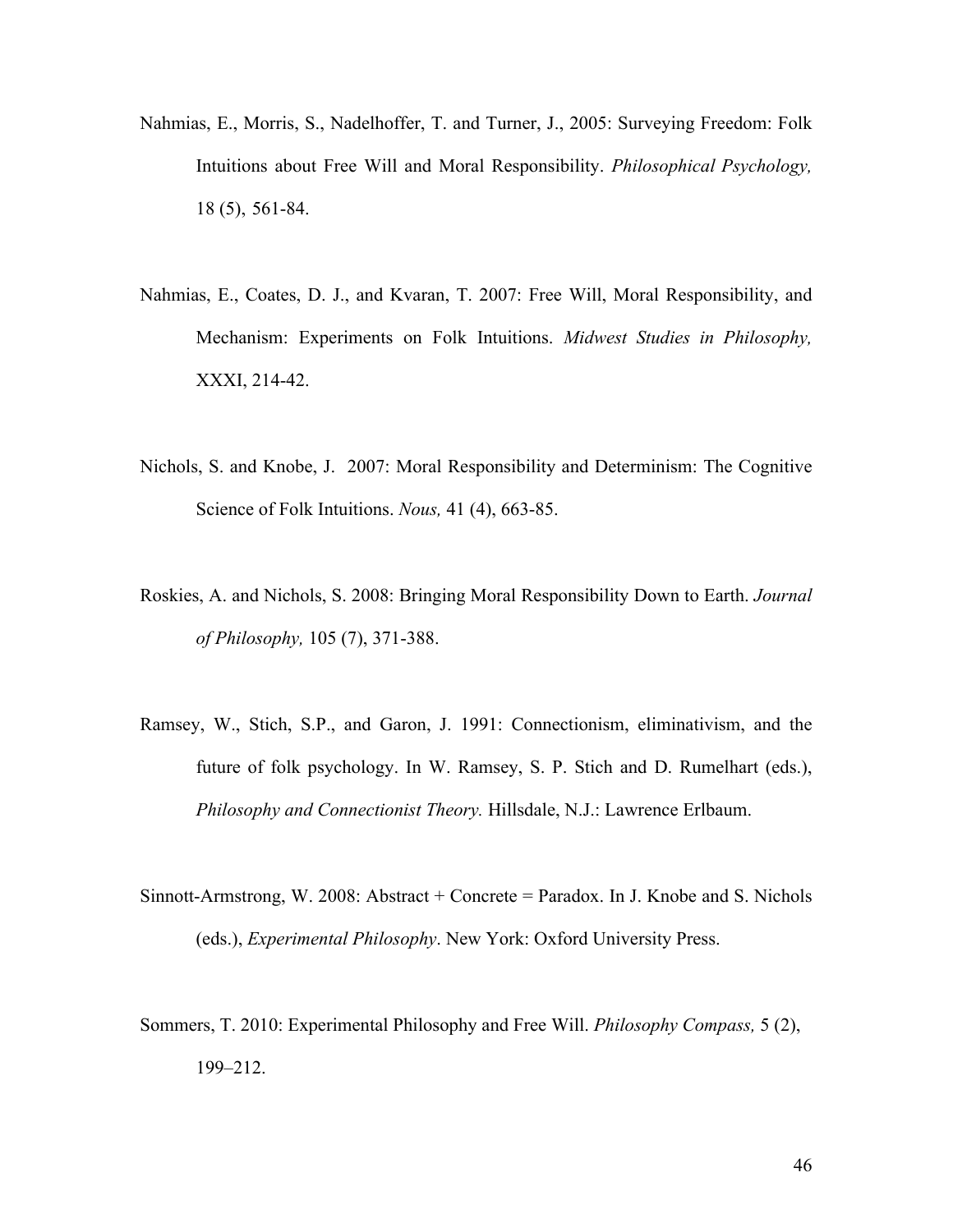Nahmias, E., Morris, S., Nadelhoffer, T. and Turner, J., 2005: Surveying Freedom: Folk Intuitions about Free Will and Moral Responsibility. *Philosophical Psychology,* 18 (5), 561-84.

Nahmias, E., Coates, D. J., and Kvaran, T. 2007: Free Will, Moral Responsibility, and Mechanism: Experiments on Folk Intuitions. *Midwest Studies in Philosophy,* XXXI, 214-42.

Nichols, S. and Knobe, J. 2007: Moral Responsibility and Determinism: The Cognitive Science of Folk Intuitions. *Nous,* 41 (4), 663-85.

Roskies, A. and Nichols, S. 2008: Bringing Moral Responsibility Down to Earth. *Journal of Philosophy,* 105 (7), 371-388.

Ramsey, W., Stich, S.P., and Garon, J. 1991: Connectionism, eliminativism, and the future of folk psychology. In W. Ramsey, S. P. Stich and D. Rumelhart (eds.), *Philosophy and Connectionist Theory.* Hillsdale, N.J.: Lawrence Erlbaum.

Sinnott-Armstrong, W. 2008: Abstract + Concrete = Paradox. In J. Knobe and S. Nichols (eds.), *Experimental Philosophy*. New York: Oxford University Press.

Sommers, T. 2010: Experimental Philosophy and Free Will. *Philosophy Compass,* 5 (2), 199–212.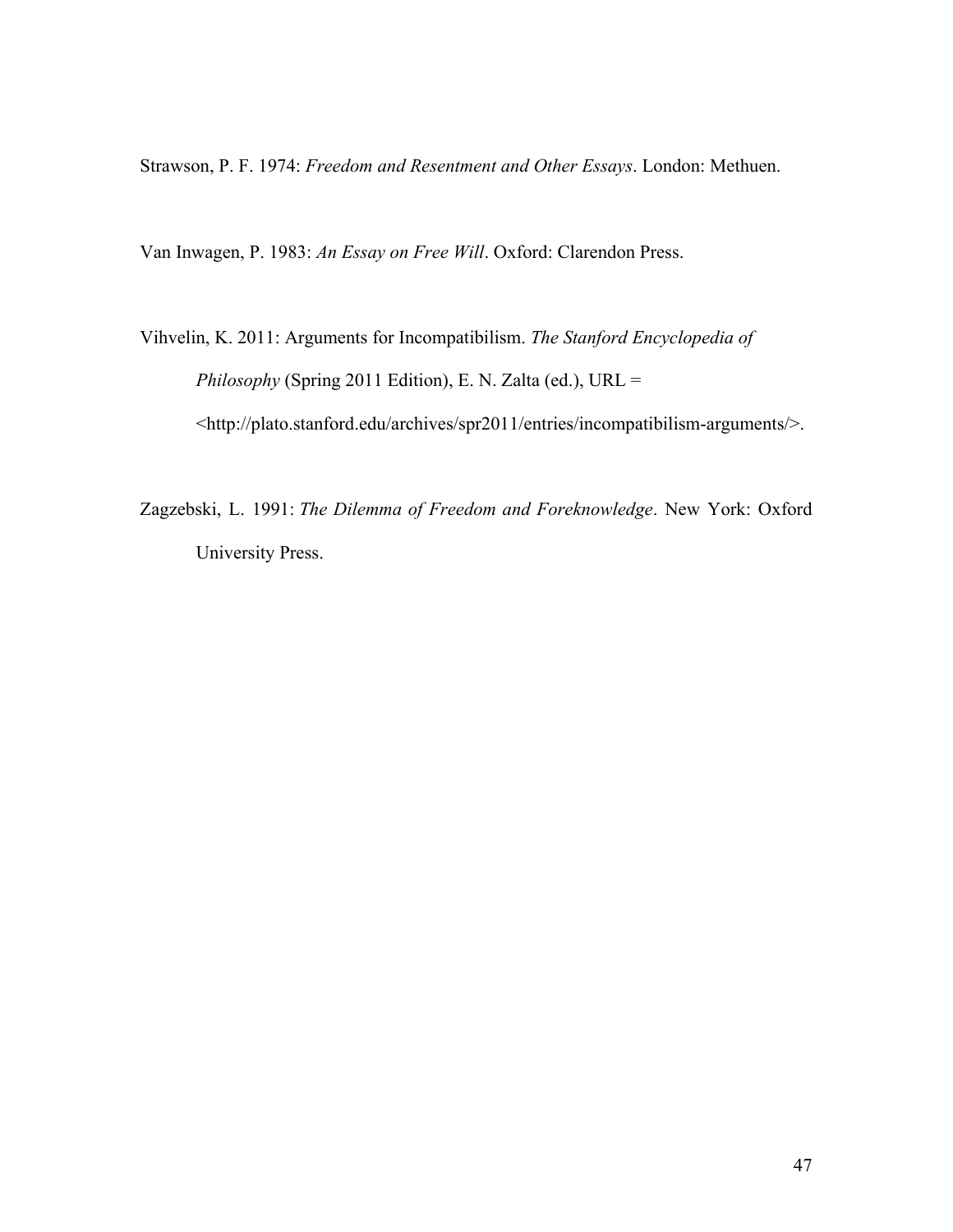Strawson, P. F. 1974: *Freedom and Resentment and Other Essays*. London: Methuen.

Van Inwagen, P. 1983: *An Essay on Free Will*. Oxford: Clarendon Press.

Vihvelin, K. 2011: Arguments for Incompatibilism. *The Stanford Encyclopedia of Philosophy* (Spring 2011 Edition), E. N. Zalta (ed.), URL = <http://plato.stanford.edu/archives/spr2011/entries/incompatibilism-arguments/>.

Zagzebski, L. 1991: *The Dilemma of Freedom and Foreknowledge*. New York: Oxford University Press.